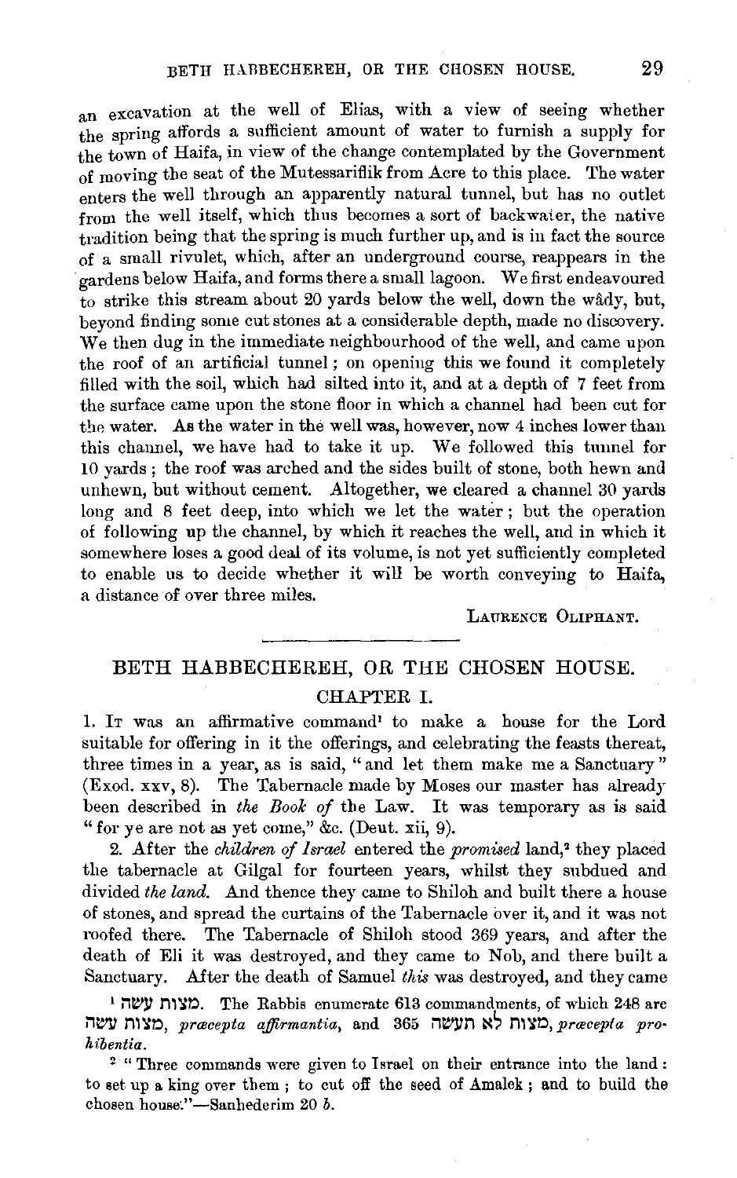an excavation at the well of Elias, with a view of seeing whether the spring affords a sufficient amount of water to furnish a supply for the town of Haifa, in view of the change contemplated by the Government of moving the seat of the Mutessariflik from Acre to this place. The water enters the well through an apparently natural tunnel, but has no outlet from the well itself, which thus becomes a sort of backwater, the native tradition being that the spring is much further up, and is in fact the source of a small rivulet, which, after an underground course, reappears in the gardens below Haifa, and forms there a small lagoon. We first endeavoured to strike this stream about 20 yards below the well, down the wâdy, but, beyond finding some cut stones at a considerable depth, made no discovery. We then dug in the immediate neighbourhood of the well, and came upon the roof of an artificial tunnel; on opening this we found it completely filled with the soil, which had silted into it, and at a depth of 7 feet from the surface came upon the stone floor in which a channel had been cut for the water. As the water in the well was, however, now 4 inches lower than this channel, we have had to take it up. We followed this tunnel for 10 yards; the roof was arched and the sides built of stone, both hewn and unhewn, but without cement. Altogether, we cleared a channel 30 yards long and 8 feet deep, into which we let the water; but the operation of following up the channel, by which it reaches the well, and in which it somewhere loses a good deal of its volume, is not yet sufficiently completed to enable us to decide whether it will be worth conveying to Haifa, a distance of over three miles.

LAURENCE OLIPHANT.

---

## BETH HABBECHEREH, OR THE CHOSEN HOUSE.

### CHAPTER I.

1. It was an affirmative command[1] to make a house for the Lord suitable for offering in it the offerings, and celebrating the feasts thereat, three times in a year, as is said, "and let them make me a Sanctuary" (Exod. xxv, 8). The Tabernacle made by Moses our master has already been described in *the Book of* the Law. It was temporary as is said "for ye are not as yet come," &c. (Deut. xii, 9).

2. After the *children of Israel* entered the *promised* land,[2] they placed the tabernacle at Gilgal for fourteen years, whilst they subdued and divided *the land.* And thence they came to Shiloh and built there a house of stones, and spread the curtains of the Tabernacle over it, and it was not roofed there. The Tabernacle of Shiloh stood 369 years, and after the death of Eli it was destroyed, and they came to Nob, and there built a Sanctuary. After the death of Samuel *this* was destroyed, and they came

[1] מצות עשה. The Rabbis enumerate 613 commandments, of which 248 are מצות עשה, *præcepta affirmantia*, and 365 מצות לא תעשה, *præcepta prohibentia*.

[2] "Three commands were given to Israel on their entrance into the land: to set up a king over them; to cut off the seed of Amalek; and to build the chosen house."—Sanhederim 20 *b*.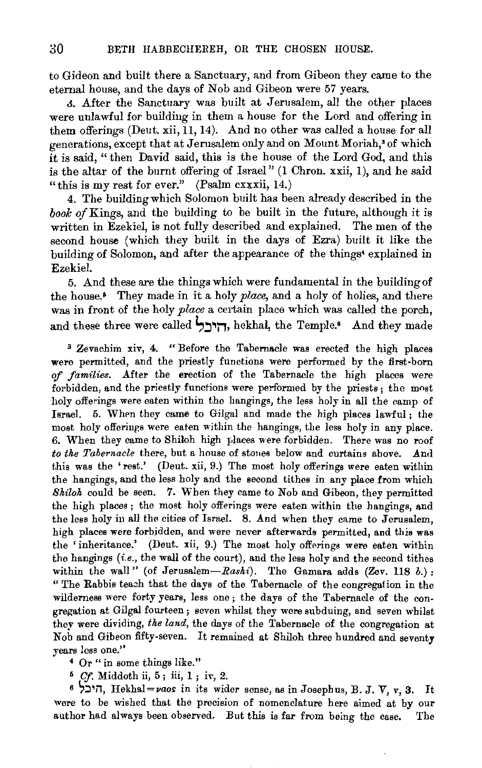to Gideon and built there a Sanctuary, and from Gibeon they came to the eternal house, and the days of Nob and Gibeon were 57 years.

3. After the Sanctuary was built at Jerusalem, all the other places were unlawful for building in them a house for the Lord and offering in them offerings (Deut. xii, 11, 14). And no other was called a house for all generations, except that at Jerusalem only and on Mount Moriah,[3] of which it is said, "then David said, this is the house of the Lord God, and this is the altar of the burnt offering of Israel" (1 Chron. xxii, 1), and he said "this is my rest for ever." (Psalm cxxxii, 14.)

4. The building which Solomon built has been already described in the *book of* Kings, and the building to be built in the future, although it is written in Ezekiel, is not fully described and explained. The men of the second house (which they built in the days of Ezra) built it like the building of Solomon, and after the appearance of the things[4] explained in Ezekiel.

5. And these are the things which were fundamental in the building of the house.[5] They made in it a holy *place*, and a holy of holies, and there was in front of the holy *place* a certain place which was called the porch, and these three were called היכל, hekhal, the Temple.[6] And they made

[3] Zevachim xiv, 4. "Before the Tabernacle was erected the high places were permitted, and the priestly functions were performed by the first-born *of families*. After the erection of the Tabernacle the high places were forbidden, and the priestly functions were performed by the priests; the most holy offerings were eaten within the hangings, the less holy in all the camp of Israel. 5. When they came to Gilgal and made the high places lawful; the most holy offerings were eaten within the hangings, the less holy in any place. 6. When they came to Shiloh high places were forbidden. There was no roof *to the Tabernacle* there, but a house of stones below and curtains above. And this was the 'rest.' (Deut. xii, 9.) The most holy offerings were eaten within the hangings, and the less holy and the second tithes in any place from which *Shiloh* could be seen. 7. When they came to Nob and Gibeon, they permitted the high places; the most holy offerings were eaten within the hangings, and the less holy in all the cities of Israel. 8. And when they came to Jerusalem, high places were forbidden, and were never afterwards permitted, and this was the 'inheritance.' (Deut. xii, 9.) The most holy offerings were eaten within the hangings (*i.e.*, the wall of the court), and the less holy and the second tithes within the wall" (of Jerusalem—*Rashi*). The Gamara adds (Zev. 118 *b.*): "The Rabbis teach that the days of the Tabernacle of the congregation in the wilderness were forty years, less one; the days of the Tabernacle of the congregation at Gilgal fourteen; seven whilst they were subduing, and seven whilst they were dividing, *the land*, the days of the Tabernacle of the congregation at Nob and Gibeon fifty-seven. It remained at Shiloh three hundred and seventy years less one."

[4] Or "in some things like."

[5] *Cf.* Middoth ii, 5; iii, 1; iv, 2.

[6] היכל, Hekhal = ναος in its wider sense, as in Josephus, B. J. V, v, 3. It were to be wished that the precision of nomenclature here aimed at by our author had always been observed. But this is far from being the case. The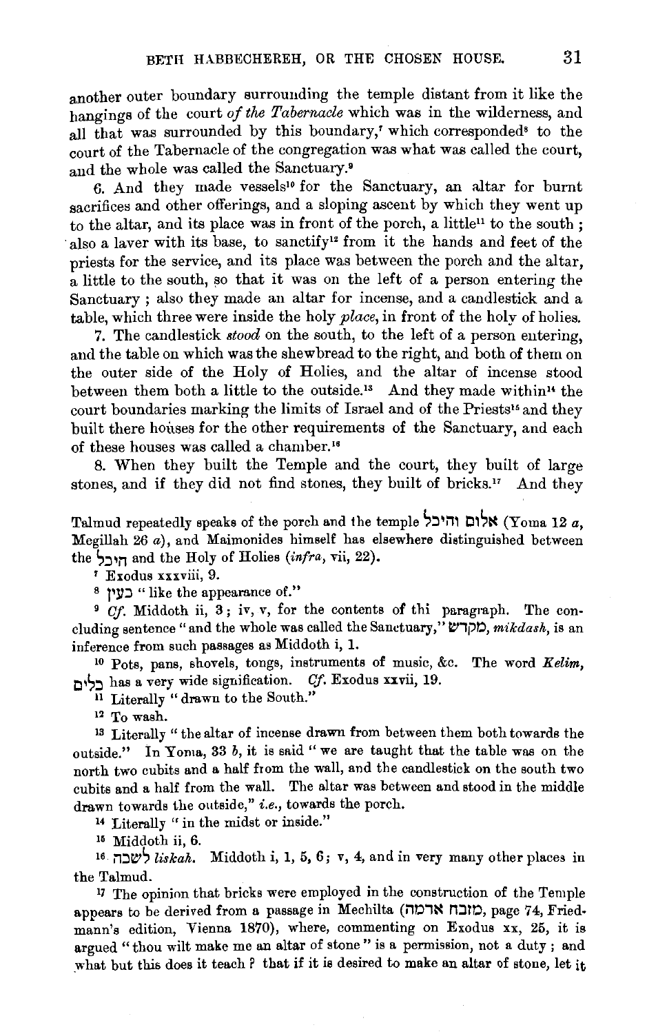another outer boundary surrounding the temple distant from it like the hangings of the court *of the Tabernacle* which was in the wilderness, and all that was surrounded by this boundary,[7] which corresponded[8] to the court of the Tabernacle of the congregation was what was called the court, and the whole was called the Sanctuary.[9]

6. And they made vessels[10] for the Sanctuary, an altar for burnt sacrifices and other offerings, and a sloping ascent by which they went up to the altar, and its place was in front of the porch, a little[11] to the south; also a laver with its base, to sanctify[12] from it the hands and feet of the priests for the service, and its place was between the porch and the altar, a little to the south, so that it was on the left of a person entering the Sanctuary; also they made an altar for incense, and a candlestick and a table, which three were inside the holy *place*, in front of the holy of holies.

7. The candlestick *stood* on the south, to the left of a person entering, and the table on which was the shewbread to the right, and both of them on the outer side of the Holy of Holies, and the altar of incense stood between them both a little to the outside.[13] And they made within[14] the court boundaries marking the limits of Israel and of the Priests[15] and they built there houses for the other requirements of the Sanctuary, and each of these houses was called a chamber.[16]

8. When they built the Temple and the court, they built of large stones, and if they did not find stones, they built of bricks.[17] And they

---

Talmud repeatedly speaks of the porch and the temple אלום והיכל (Yoma 12 *a*, Megillah 26 *a*), and Maimonides himself has elsewhere distinguished between the היכל and the Holy of Holies (*infra*, vii, 22).

[7] Exodus xxxviii, 9.

[8] כעין "like the appearance of."

[9] *Cf.* Middoth ii, 3; iv, v, for the contents of thi paragraph. The concluding sentence "and the whole was called the Sanctuary," מקדש, *mikdash*, is an inference from such passages as Middoth i, 1.

[10] Pots, pans, shovels, tongs, instruments of music, &c. The word *Kelim*, כלים has a very wide signification. *Cf.* Exodus xxvii, 19.

[11] Literally "drawn to the South."

[12] To wash.

[13] Literally "the altar of incense drawn from between them both towards the outside." In Yoma, 33 *b*, it is said "we are taught that the table was on the north two cubits and a half from the wall, and the candlestick on the south two cubits and a half from the wall. The altar was between and stood in the middle drawn towards the outside," *i.e.*, towards the porch.

[14] Literally "in the midst or inside."

[15] Middoth ii, 6.

[16] לשכה *liskah*. Middoth i, 1, 5, 6; v, 4, and in very many other places in the Talmud.

[17] The opinion that bricks were employed in the construction of the Temple appears to be derived from a passage in Mechilta (מזבח ארמה, page 74, Friedmann's edition, Vienna 1870), where, commenting on Exodus xx, 25, it is argued "thou wilt make me an altar of stone" is a permission, not a duty; and what but this does it teach? that if it is desired to make an altar of stone, let it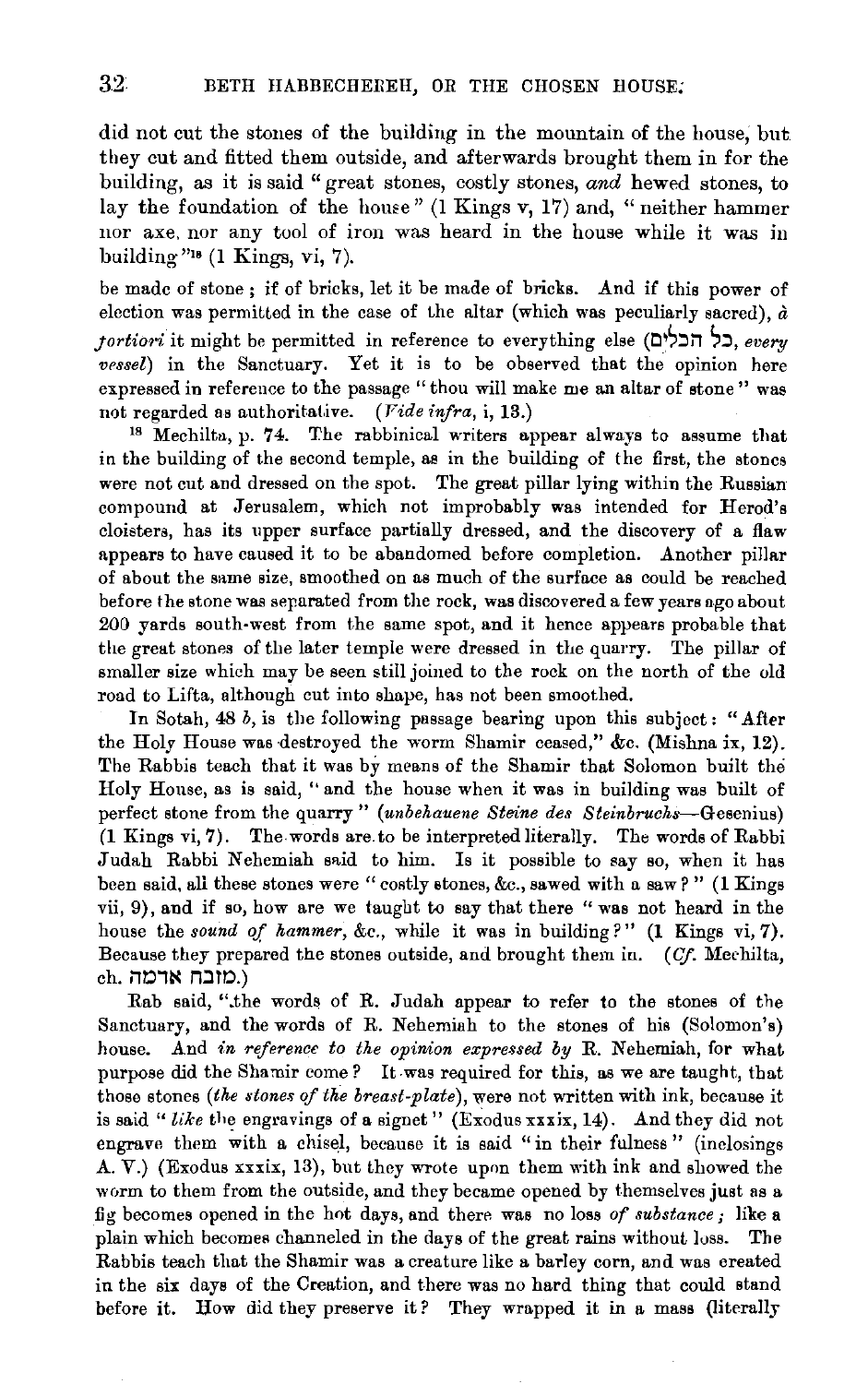did not cut the stones of the building in the mountain of the house, but they cut and fitted them outside, and afterwards brought them in for the building, as it is said "great stones, costly stones, *and* hewed stones, to lay the foundation of the house" (1 Kings v, 17) and, "neither hammer nor axe, nor any tool of iron was heard in the house while it was in building"[18] (1 Kings, vi, 7).

be made of stone; if of bricks, let it be made of bricks. And if this power of election was permitted in the case of the altar (which was peculiarly sacred), *à fortiori* it might be permitted in reference to everything else (כל הכלים, *every vessel*) in the Sanctuary. Yet it is to be observed that the opinion here expressed in reference to the passage "thou wilt make me an altar of stone" was not regarded as authoritative. (*Vide infra*, i, 13.)

[18] Mechilta, p. 74. The rabbinical writers appear always to assume that in the building of the second temple, as in the building of the first, the stones were not cut and dressed on the spot. The great pillar lying within the Russian compound at Jerusalem, which not improbably was intended for Herod's cloisters, has its upper surface partially dressed, and the discovery of a flaw appears to have caused it to be abandomed before completion. Another pillar of about the same size, smoothed on as much of the surface as could be reached before the stone was separated from the rock, was discovered a few years ago about 200 yards south-west from the same spot, and it hence appears probable that the great stones of the later temple were dressed in the quarry. The pillar of smaller size which may be seen still joined to the rock on the north of the old road to Lifta, although cut into shape, has not been smoothed.

In Sotah, 48 *b*, is the following passage bearing upon this subject: "After the Holy House was destroyed the worm Shamir ceased," &c. (Mishna ix, 12). The Rabbis teach that it was by means of the Shamir that Solomon built the Holy House, as is said, "and the house when it was in building was built of perfect stone from the quarry" (*unbehauene Steine des Steinbruchs*—Gesenius) (1 Kings vi, 7). The words are to be interpreted literally. The words of Rabbi Judah Rabbi Nehemiah said to him. Is it possible to say so, when it has been said, all these stones were "costly stones, &c., sawed with a saw?" (1 Kings vii, 9), and if so, how are we taught to say that there "was not heard in the house the *sound of hammer*, &c., while it was in building?" (1 Kings, vi, 7). Because they prepared the stones outside, and brought them in. (*Cf.* Mechilta, ch. מזבח אדמה.)

Rab said, "the words of R. Judah appear to refer to the stones of the Sanctuary, and the words of R. Nehemiah to the stones of his (Solomon's) house. And *in reference to the opinion expressed by* R. Nehemiah, for what purpose did the Shamir come? It was required for this, as we are taught, that those stones (*the stones of the breast-plate*), were not written with ink, because it is said "*like* the engravings of a signet" (Exodus xxxix, 14). And they did not engrave them with a chisel, because it is said "in their fulness" (inclosings A. V.) (Exodus xxxix, 13), but they wrote upon them with ink and showed the worm to them from the outside, and they became opened by themselves just as a fig becomes opened in the hot days, and there was no loss *of substance*; like a plain which becomes channeled in the days of the great rains without loss. The Rabbis teach that the Shamir was a creature like a barley corn, and was created in the six days of the Creation, and there was no hard thing that could stand before it. How did they preserve it? They wrapped it in a mass (literally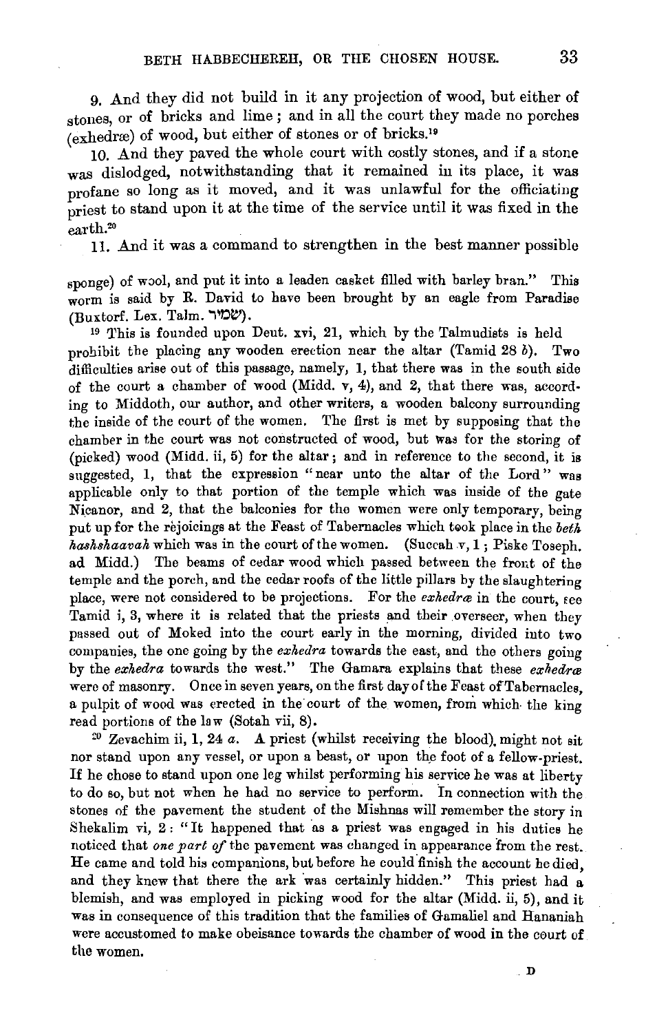9. And they did not build in it any projection of wood, but either of stones, or of bricks and lime; and in all the court they made no porches (exhedræ) of wood, but either of stones or of bricks.[19]

10. And they paved the whole court with costly stones, and if a stone was dislodged, notwithstanding that it remained in its place, it was profane so long as it moved, and it was unlawful for the officiating priest to stand upon it at the time of the service until it was fixed in the earth.[20]

11. And it was a command to strengthen in the best manner possible

sponge) of wool, and put it into a leaden casket filled with barley bran." This worm is said by R. David to have been brought by an eagle from Paradise (Buxtorf. Lex. Talm. שמיר).

[19] This is founded upon Deut. xvi, 21, which by the Talmudists is held prohibit the placing any wooden erection near the altar (Tamid 28 *b*). Two difficulties arise out of this passage, namely, 1, that there was in the south side of the court a chamber of wood (Midd. v, 4), and 2, that there was, according to Middoth, our author, and other writers, a wooden balcony surrounding the inside of the court of the women. The first is met by supposing that the chamber in the court was not constructed of wood, but was for the storing of (picked) wood (Midd. ii, 5) for the altar; and in reference to the second, it is suggested, 1, that the expression "near unto the altar of the Lord" was applicable only to that portion of the temple which was inside of the gate Nicanor, and 2, that the balconies for the women were only temporary, being put up for the rejoicings at the Feast of Tabernacles which took place in the *beth hashshaavah* which was in the court of the women. (Succah v, 1; Piske Toseph. ad Midd.) The beams of cedar wood which passed between the front of the temple and the porch, and the cedar roofs of the little pillars by the slaughtering place, were not considered to be projections. For the *exhedræ* in the court, see Tamid i, 3, where it is related that the priests and their overseer, when they passed out of Moked into the court early in the morning, divided into two companies, the one going by the *exhedra* towards the east, and the others going by the *exhedra* towards the west." The Gamara explains that these *exhedræ* were of masonry. Once in seven years, on the first day of the Feast of Tabernacles, a pulpit of wood was erected in the court of the women, from which the king read portions of the law (Sotah vii, 8).

[20] Zevachim ii, 1, 24 *a*. A priest (whilst receiving the blood), might not sit nor stand upon any vessel, or upon a beast, or upon the foot of a fellow-priest. If he chose to stand upon one leg whilst performing his service he was at liberty to do so, but not when he had no service to perform. In connection with the stones of the pavement the student of the Mishnas will remember the story in Shekalim vi, 2: "It happened that as a priest was engaged in his duties he noticed that *one part of* the pavement was changed in appearance from the rest. He came and told his companions, but before he could finish the account he died, and they knew that there the ark was certainly hidden." This priest had a blemish, and was employed in picking wood for the altar (Midd. ii, 5), and it was in consequence of this tradition that the families of Gamaliel and Hananiah were accustomed to make obeisance towards the chamber of wood in the court of the women.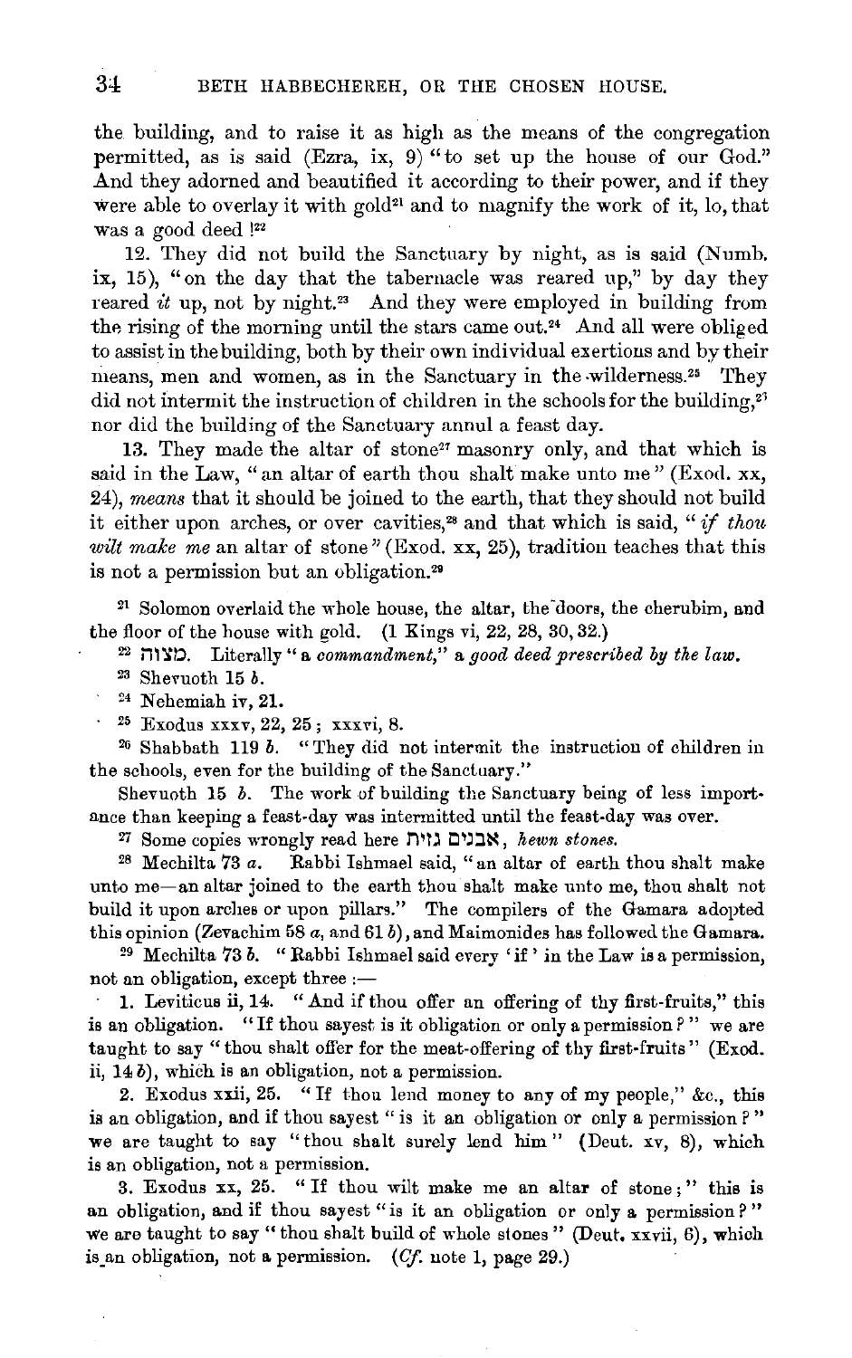the building, and to raise it as high as the means of the congregation permitted, as is said (Ezra, ix, 9) "to set up the house of our God." And they adorned and beautified it according to their power, and if they were able to overlay it with gold[21] and to magnify the work of it, lo, that was a good deed ![22]

12. They did not build the Sanctuary by night, as is said (Numb. ix, 15), "on the day that the tabernacle was reared up," by day they reared *it* up, not by night.[23] And they were employed in building from the rising of the morning until the stars came out.[24] And all were obliged to assist in the building, both by their own individual exertions and by their means, men and women, as in the Sanctuary in the wilderness.[25] They did not intermit the instruction of children in the schools for the building,[26] nor did the building of the Sanctuary annul a feast day.

13. They made the altar of stone[27] masonry only, and that which is said in the Law, "an altar of earth thou shalt make unto me" (Exod. xx, 24), *means* that it should be joined to the earth, that they should not build it either upon arches, or over cavities,[28] and that which is said, "*if thou wilt make me* an altar of stone" (Exod. xx, 25), tradition teaches that this is not a permission but an obligation.[29]

---

[21] Solomon overlaid the whole house, the altar, the doors, the cherubim, and the floor of the house with gold. (1 Kings vi, 22, 28, 30, 32.)

[22] מצוה. Literally "a *commandment*," a *good deed prescribed by the law.*

[23] Shevuoth 15 *b*.

[24] Nehemiah iv, 21.

[25] Exodus xxxv, 22, 25; xxxvi, 8.

[26] Shabbath 119 *b*. "They did not intermit the instruction of children in the schools, even for the building of the Sanctuary."

Shevuoth 15 *b*. The work of building the Sanctuary being of less importance than keeping a feast-day was intermitted until the feast-day was over.

[27] Some copies wrongly read here אבנים גזית, *hewn stones.*

[28] Mechilta 73 *a*. Rabbi Ishmael said, "an altar of earth thou shalt make unto me—an altar joined to the earth thou shalt make unto me, thou shalt not build it upon arches or upon pillars." The compilers of the Gamara adopted this opinion (Zevachim 58 *a*, and 61 *b*), and Maimonides has followed the Gamara.

[29] Mechilta 73 *b*. "Rabbi Ishmael said every 'if' in the Law is a permission, not an obligation, except three :—

1. Leviticus ii, 14. "And if thou offer an offering of thy first-fruits," this is an obligation. "If thou sayest is it obligation or only a permission?" we are taught to say "thou shalt offer for the meat-offering of thy first-fruits" (Exod. ii, 14 *b*), which is an obligation, not a permission.

2. Exodus xxii, 25. "If thou lend money to any of my people," &c., this is an obligation, and if thou sayest "is it an obligation or only a permission?" we are taught to say "thou shalt surely lend him" (Deut. xv, 8), which is an obligation, not a permission.

3. Exodus xx, 25. "If thou wilt make me an altar of stone;" this is an obligation, and if thou sayest "is it an obligation or only a permission?" we are taught to say "thou shalt build of whole stones" (Deut. xxvii, 6), which is an obligation, not a permission. (*Cf.* note 1, page 29.)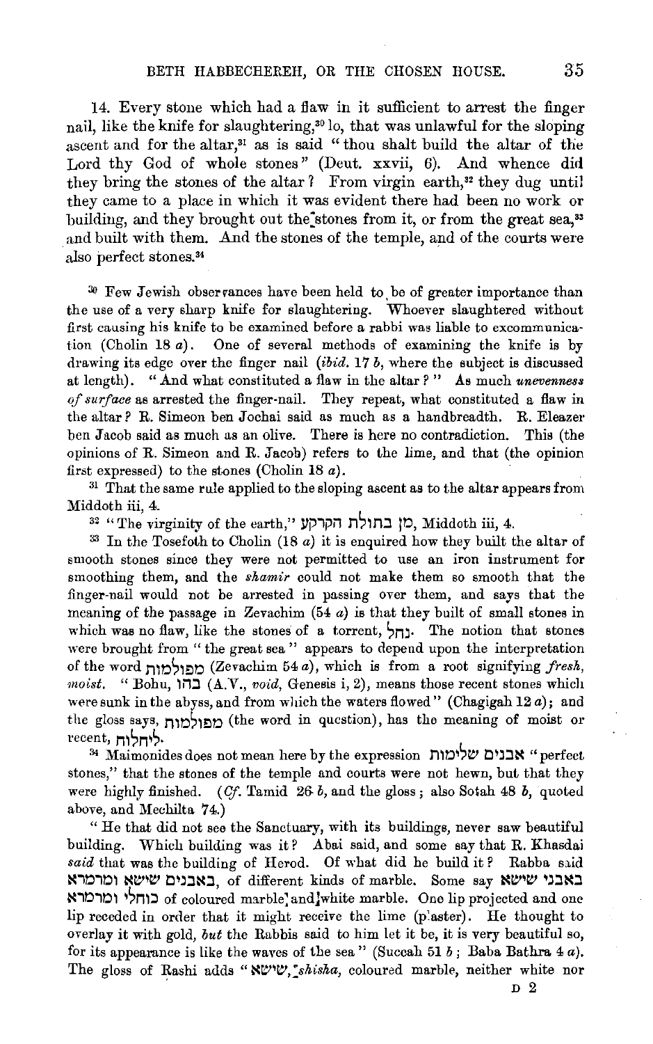14. Every stone which had a flaw in it sufficient to arrest the finger nail, like the knife for slaughtering,[30] lo, that was unlawful for the sloping ascent and for the altar,[31] as is said "thou shalt build the altar of the Lord thy God of whole stones" (Deut. xxvii, 6). And whence did they bring the stones of the altar? From virgin earth,[32] they dug until they came to a place in which it was evident there had been no work or building, and they brought out the stones from it, or from the great sea,[33] and built with them. And the stones of the temple, and of the courts were also perfect stones.[34]

[30] Few Jewish observances have been held to be of greater importance than the use of a very sharp knife for slaughtering. Whoever slaughtered without first causing his knife to be examined before a rabbi was liable to excommunication (Cholin 18 *a*). One of several methods of examining the knife is by drawing its edge over the finger nail (*ibid.* 17 *b*, where the subject is discussed at length). "And what constituted a flaw in the altar?" As much *unevenness of surface* as arrested the finger-nail. They repeat, what constituted a flaw in the altar? R. Simeon ben Jochai said as much as a handbreadth. R. Eleazer ben Jacob said as much as an olive. There is here no contradiction. This (the opinions of R. Simeon and R. Jacob) refers to the lime, and that (the opinion first expressed) to the stones (Cholin 18 *a*).

[31] That the same rule applied to the sloping ascent as to the altar appears from Middoth iii, 4.

[32] "The virginity of the earth," מן בתולת הקרקע, Middoth iii, 4.

[33] In the Tosefoth to Cholin (18 *a*) it is enquired how they built the altar of smooth stones since they were not permitted to use an iron instrument for smoothing them, and the *shamir* could not make them so smooth that the finger-nail would not be arrested in passing over them, and says that the meaning of the passage in Zevachim (54 *a*) is that they built of small stones in which was no flaw, like the stones of a torrent, נחל. The notion that stones were brought from "the great sea" appears to depend upon the interpretation of the word מפולמות (Zevachim 54 *a*), which is from a root signifying *fresh, moist*. "Bohu, בהו (A.V., *void*, Genesis i, 2), means those recent stones which were sunk in the abyss, and from which the waters flowed" (Chagigah 12 *a*); and the gloss says, מפולמות (the word in question), has the meaning of moist or recent, ליחלות.

[34] Maimonides does not mean here by the expression אבנים שלימות "perfect stones," that the stones of the temple and courts were not hewn, but that they were highly finished. (*Cf.* Tamid 26 *b*, and the gloss; also Sotah 48 *b*, quoted above, and Mechilta 74.)

"He that did not see the Sanctuary, with its buildings, never saw beautiful building. Which building was it? Abai said, and some say that R. Khasdai *said* that was the building of Herod. Of what did he build it? Rabba said באבנים שישא ומרמרא, of different kinds of marble. Some say באבני שישא כוחלי ומרמרא of coloured marble and white marble. One lip projected and one lip receded in order that it might receive the lime (plaster). He thought to overlay it with gold, *but* the Rabbis said to him let it be, it is very beautiful so, for its appearance is like the waves of the sea" (Succah 51 *b*; Baba Bathra 4 *a*). The gloss of Rashi adds "שישא, *shisha*, coloured marble, neither white nor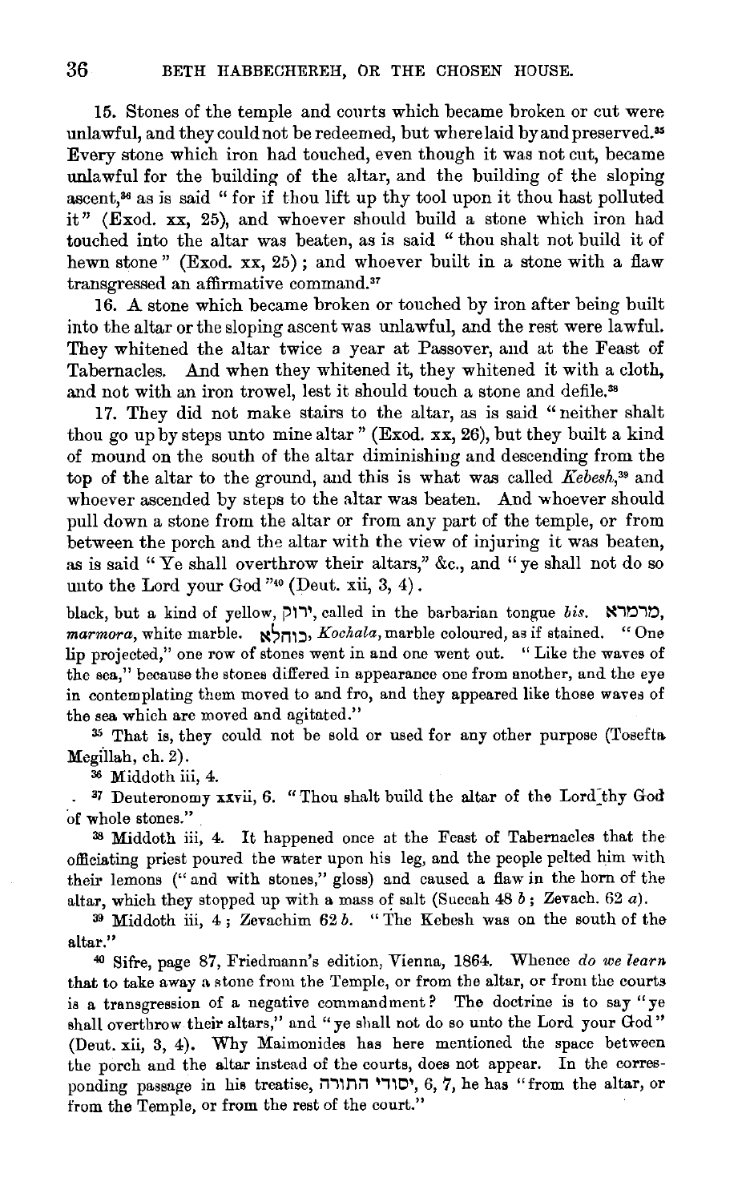15. Stones of the temple and courts which became broken or cut were unlawful, and they could not be redeemed, but where laid by and preserved.[35] Every stone which iron had touched, even though it was not cut, became unlawful for the building of the altar, and the building of the sloping ascent,[36] as is said "for if thou lift up thy tool upon it thou hast polluted it" (Exod. xx, 25), and whoever should build a stone which iron had touched into the altar was beaten, as is said "thou shalt not build it of hewn stone" (Exod. xx, 25); and whoever built in a stone with a flaw transgressed an affirmative command.[37]

16. A stone which became broken or touched by iron after being built into the altar or the sloping ascent was unlawful, and the rest were lawful. They whitened the altar twice a year at Passover, and at the Feast of Tabernacles. And when they whitened it, they whitened it with a cloth, and not with an iron trowel, lest it should touch a stone and defile.[38]

17. They did not make stairs to the altar, as is said "neither shalt thou go up by steps unto mine altar" (Exod. xx, 26), but they built a kind of mound on the south of the altar diminishing and descending from the top of the altar to the ground, and this is what was called *Kebesh*,[39] and whoever ascended by steps to the altar was beaten. And whoever should pull down a stone from the altar or from any part of the temple, or from between the porch and the altar with the view of injuring it was beaten, as is said "Ye shall overthrow their altars," &c., and "ye shall not do so unto the Lord your God"[40] (Deut. xii, 3, 4).

---

black, but a kind of yellow, ירוק, called in the barbarian tongue *bis*. מרמרא, *marmora*, white marble. כוחלא, *Kochala*, marble coloured, as if stained. "One lip projected," one row of stones went in and one went out. "Like the waves of the sea," because the stones differed in appearance one from another, and the eye in contemplating them moved to and fro, and they appeared like those waves of the sea which are moved and agitated."

[35] That is, they could not be sold or used for any other purpose (Tosefta Megillah, ch. 2).

[36] Middoth iii, 4.

[37] Deuteronomy xxvii, 6. "Thou shalt build the altar of the Lord thy God of whole stones."

[38] Middoth iii, 4. It happened once at the Feast of Tabernacles that the officiating priest poured the water upon his leg, and the people pelted him with their lemons ("and with stones," gloss) and caused a flaw in the horn of the altar, which they stopped up with a mass of salt (Succah 48 *b*; Zevach. 62 *a*).

[39] Middoth iii, 4; Zevachim 62 *b*. "The Kebesh was on the south of the altar."

[40] Sifre, page 87, Friedmann's edition, Vienna, 1864. Whence *do we learn* that to take away a stone from the Temple, or from the altar, or from the courts is a transgression of a negative commandment? The doctrine is to say "ye shall overthrow their altars," and "ye shall not do so unto the Lord your God" (Deut. xii, 3, 4). Why Maimonides has here mentioned the space between the porch and the altar instead of the courts, does not appear. In the corresponding passage in his treatise, יסודי התורה, 6, 7, he has "from the altar, or from the Temple, or from the rest of the court."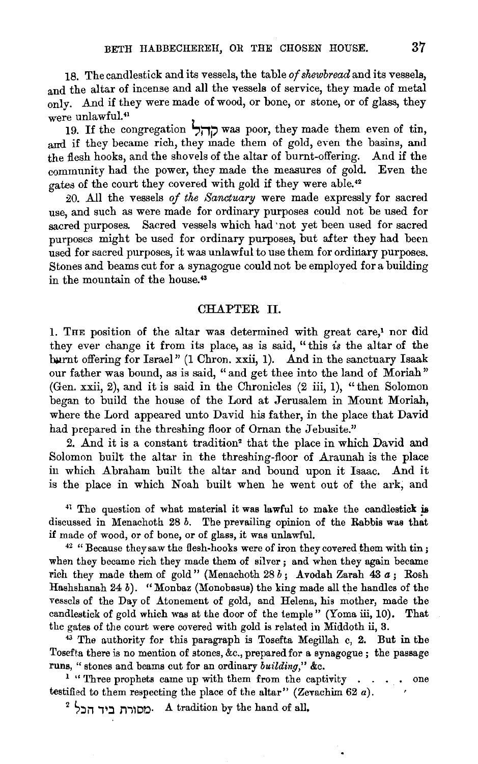18. The candlestick and its vessels, the table *of shewbread* and its vessels, and the altar of incense and all the vessels of service, they made of metal only. And if they were made of wood, or bone, or stone, or of glass, they were unlawful.[41]

19. If the congregation קהל was poor, they made them even of tin, and if they became rich, they made them of gold, even the basins, and the flesh hooks, and the shovels of the altar of burnt-offering. And if the community had the power, they made the measures of gold. Even the gates of the court they covered with gold if they were able.[42]

20. All the vessels *of the Sanctuary* were made expressly for sacred use, and such as were made for ordinary purposes could not be used for sacred purposes. Sacred vessels which had not yet been used for sacred purposes might be used for ordinary purposes, but after they had been used for sacred purposes, it was unlawful to use them for ordinary purposes. Stones and beams cut for a synagogue could not be employed for a building in the mountain of the house.[43]

## CHAPTER II.

1. The position of the altar was determined with great care,[1] nor did they ever change it from its place, as is said, "this *is* the altar of the burnt offering for Israel" (1 Chron. xxii, 1). And in the sanctuary Isaak our father was bound, as is said, "and get thee into the land of Moriah" (Gen. xxii, 2), and it is said in the Chronicles (2 iii, 1), "then Solomon began to build the house of the Lord at Jerusalem in Mount Moriah, where the Lord appeared unto David his father, in the place that David had prepared in the threshing floor of Ornan the Jebusite."

2. And it is a constant tradition[2] that the place in which David and Solomon built the altar in the threshing-floor of Araunah is the place in which Abraham built the altar and bound upon it Isaac. And it is the place in which Noah built when he went out of the ark, and

---

[41] The question of what material it was lawful to make the candlestick is discussed in Menachoth 28 *b*. The prevailing opinion of the Rabbis was that if made of wood, or of bone, or of glass, it was unlawful.

[42] "Because they saw the flesh-hooks were of iron they covered them with tin; when they became rich they made them of silver; and when they again became rich they made them of gold" (Menachoth 28 *b*; Avodah Zarah 43 *a*; Rosh Hashshanah 24 *b*). "Monbaz (Monobasus) the king made all the handles of the vessels of the Day of Atonement of gold, and Helena, his mother, made the candlestick of gold which was at the door of the temple" (Yoma iii, 10). That the gates of the court were covered with gold is related in Middoth ii, 3.

[43] The authority for this paragraph is Tosefta Megillah c, 2. But in the Tosefta there is no mention of stones, &c., prepared for a synagogue; the passage runs, "stones and beams cut for an ordinary *building*," &c.

[1] "Three prophets came up with them from the captivity . . . . one testified to them respecting the place of the altar" (Zevachim 62 *a*).

[2] מסורת ביד הכל. A tradition by the hand of all.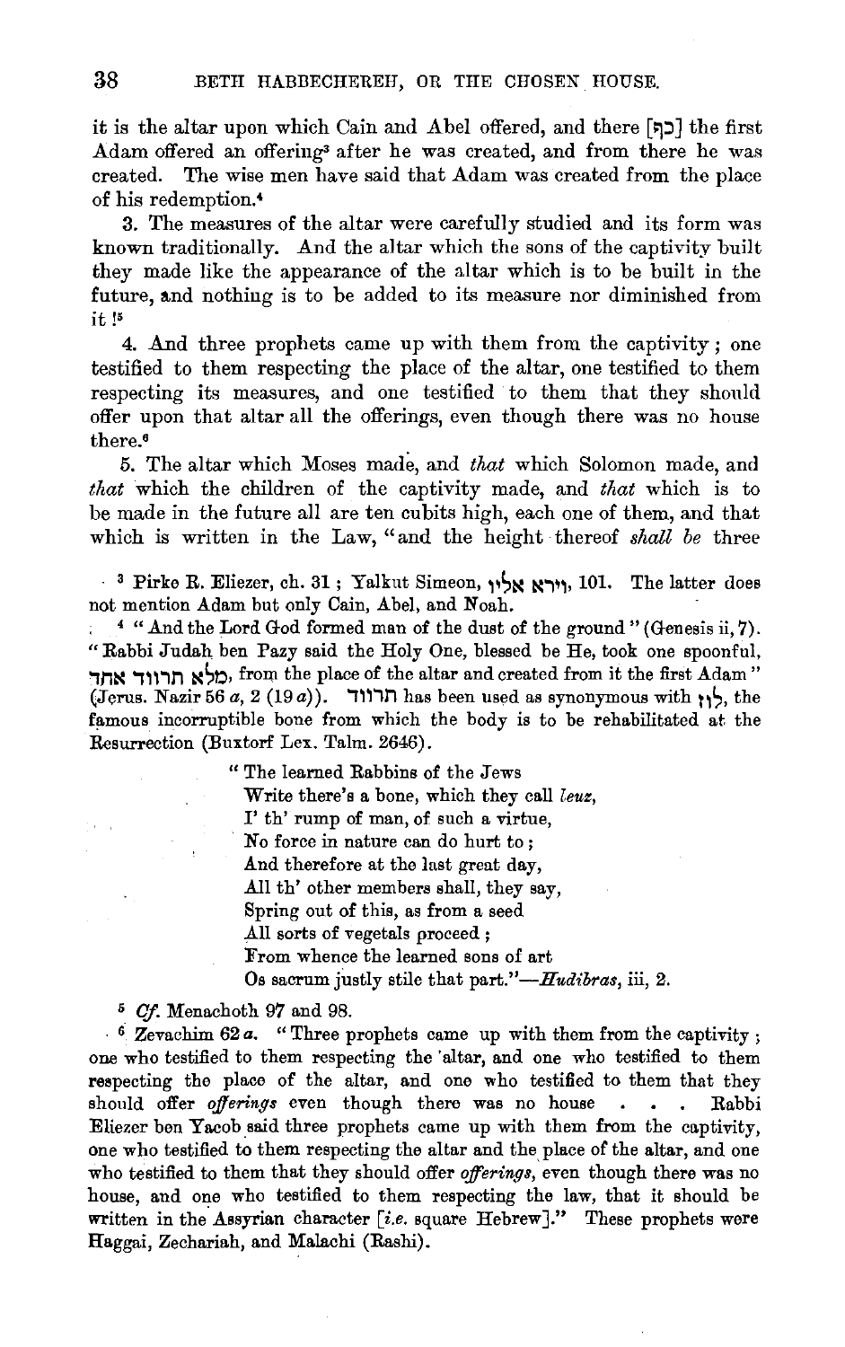it is the altar upon which Cain and Abel offered, and there [כָּךְ] the first Adam offered an offering[3] after he was created, and from there he was created. The wise men have said that Adam was created from the place of his redemption.[4]

3. The measures of the altar were carefully studied and its form was known traditionally. And the altar which the sons of the captivity built they made like the appearance of the altar which is to be built in the future, and nothing is to be added to its measure nor diminished from it ![5]

4. And three prophets came up with them from the captivity; one testified to them respecting the place of the altar, one testified to them respecting its measures, and one testified to them that they should offer upon that altar all the offerings, even though there was no house there.[6]

5. The altar which Moses made, and *that* which Solomon made, and *that* which the children of the captivity made, and *that* which is to be made in the future all are ten cubits high, each one of them, and that which is written in the Law, "and the height thereof *shall be* three

---

[3] Pirke R. Eliezer, ch. 31; Yalkut Simeon, וירא אלין, 101. The latter does not mention Adam but only Cain, Abel, and Noah.

[4] "And the Lord God formed man of the dust of the ground" (Genesis ii, 7). "Rabbi Judah ben Pazy said the Holy One, blessed be He, took one spoonful, מלא תרווד אחד, from the place of the altar and created from it the first Adam" (Jerus. Nazir 56 *a*, 2 (19 *a*)). תרווד has been used as synonymous with לוז, the famous incorruptible bone from which the body is to be rehabilitated at the Resurrection (Buxtorf Lex. Talm. 2646).

> "The learned Rabbins of the Jews
> Write there's a bone, which they call *leuz*,
> I' th' rump of man, of such a virtue,
> No force in nature can do hurt to;
> And therefore at the last great day,
> All th' other members shall, they say,
> Spring out of this, as from a seed
> All sorts of vegetals proceed;
> From whence the learned sons of art
> Os sacrum justly stile that part."—*Hudibras*, iii, 2.

[5] *Cf.* Menachoth 97 and 98.

[6] Zevachim 62 *a*. "Three prophets came up with them from the captivity; one who testified to them respecting the altar, and one who testified to them respecting the place of the altar, and one who testified to them that they should offer *offerings* even though there was no house . . . Rabbi Eliezer ben Yacob said three prophets came up with them from the captivity, one who testified to them respecting the altar and the place of the altar, and one who testified to them that they should offer *offerings*, even though there was no house, and one who testified to them respecting the law, that it should be written in the Assyrian character [*i.e.* square Hebrew]." These prophets were Haggai, Zechariah, and Malachi (Rashi).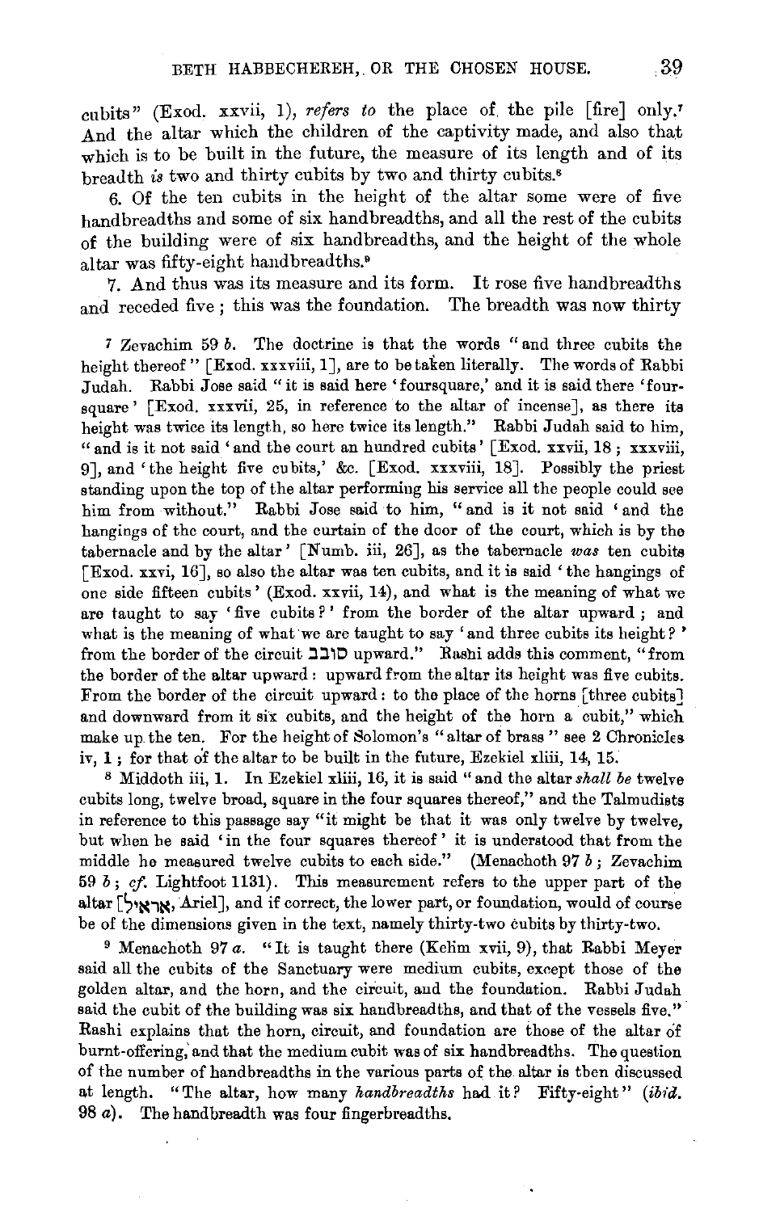cubits" (Exod. xxvii, 1), *refers to* the place of the pile [fire] only.[7] And the altar which the children of the captivity made, and also that which is to be built in the future, the measure of its length and of its breadth *is* two and thirty cubits by two and thirty cubits.[8]

6. Of the ten cubits in the height of the altar some were of five handbreadths and some of six handbreadths, and all the rest of the cubits of the building were of six handbreadths, and the height of the whole altar was fifty-eight handbreadths.[9]

7. And thus was its measure and its form. It rose five handbreadths and receded five; this was the foundation. The breadth was now thirty

---

[7] Zevachim 59 *b*. The doctrine is that the words "and three cubits the height thereof" [Exod. xxxviii, 1], are to be taken literally. The words of Rabbi Judah. Rabbi Jose said "it is said here 'foursquare,' and it is said there 'foursquare' [Exod. xxxvii, 25, in reference to the altar of incense], as there its height was twice its length, so here twice its length." Rabbi Judah said to him, "and is it not said 'and the court an hundred cubits' [Exod. xxvii, 18; xxxviii, 9], and 'the height five cubits,' &c. [Exod. xxxviii, 18]. Possibly the priest standing upon the top of the altar performing his service all the people could see him from without." Rabbi Jose said to him, "and is it not said 'and the hangings of the court, and the curtain of the door of the court, which is by the tabernacle and by the altar' [Numb. iii, 26], as the tabernacle *was* ten cubits [Exod. xxvi, 16], so also the altar was ten cubits, and it is said 'the hangings of one side fifteen cubits' (Exod. xxvii, 14), and what is the meaning of what we are taught to say 'five cubits?' from the border of the altar upward; and what is the meaning of what we are taught to say 'and three cubits its height?' from the border of the circuit סובב upward." Rashi adds this comment, "from the border of the altar upward: upward from the altar its height was five cubits. From the border of the circuit upward: to the place of the horns [three cubits] and downward from it six cubits, and the height of the horn a cubit," which make up the ten. For the height of Solomon's "altar of brass" see 2 Chronicles iv, 1; for that of the altar to be built in the future, Ezekiel xliii, 14, 15.

[8] Middoth iii, 1. In Ezekiel xliii, 16, it is said "and the altar *shall be* twelve cubits long, twelve broad, square in the four squares thereof," and the Talmudists in reference to this passage say "it might be that it was only twelve by twelve, but when he said 'in the four squares thereof' it is understood that from the middle he measured twelve cubits to each side." (Menachoth 97 *b*; Zevachim 59 *b*; *cf.* Lightfoot 1131). This measurement refers to the upper part of the altar [אראיל, Ariel], and if correct, the lower part, or foundation, would of course be of the dimensions given in the text, namely thirty-two cubits by thirty-two.

[9] Menachoth 97 *a*. "It is taught there (Kelim xvii, 9), that Rabbi Meyer said all the cubits of the Sanctuary were medium cubits, except those of the golden altar, and the horn, and the circuit, and the foundation. Rabbi Judah said the cubit of the building was six handbreadths, and that of the vessels five." Rashi explains that the horn, circuit, and foundation are those of the altar of burnt-offering, and that the medium cubit was of six handbreadths. The question of the number of handbreadths in the various parts of the altar is then discussed at length. "The altar, how many *handbreadths* had it? Fifty-eight" (*ibid.* 98 *a*). The handbreadth was four fingerbreadths.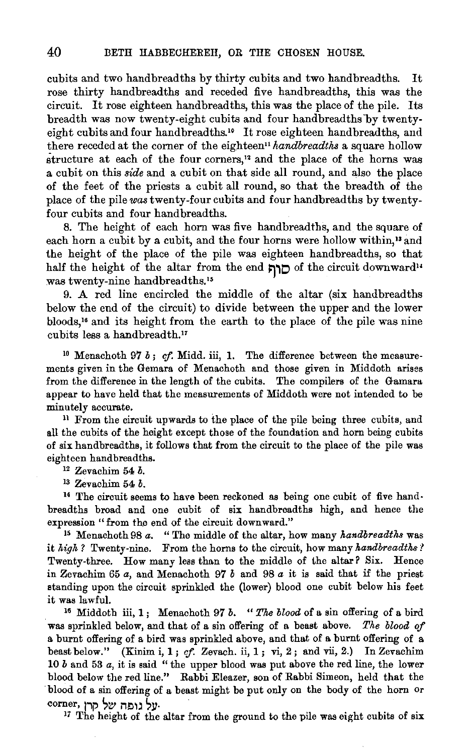cubits and two handbreadths by thirty cubits and two handbreadths. It rose thirty handbreadths and receded five handbreadths, this was the circuit. It rose eighteen handbreadths, this was the place of the pile. Its breadth was now twenty-eight cubits and four handbreadths by twenty-eight cubits and four handbreadths.[10] It rose eighteen handbreadths, and there receded at the corner of the eighteen[11] *handbreadths* a square hollow structure at each of the four corners,[12] and the place of the horns was a cubit on this *side* and a cubit on that side all round, and also the place of the feet of the priests a cubit all round, so that the breadth of the place of the pile *was* twenty-four cubits and four handbreadths by twenty-four cubits and four handbreadths.

8. The height of each horn was five handbreadths, and the square of each horn a cubit by a cubit, and the four horns were hollow within,[13] and the height of the place of the pile was eighteen handbreadths, so that half the height of the altar from the end סוף of the circuit downward[14] was twenty-nine handbreadths.[15]

9. A red line encircled the middle of the altar (six handbreadths below the end of the circuit) to divide between the upper and the lower bloods,[16] and its height from the earth to the place of the pile was nine cubits less a handbreadth.[17]

[10] Menachoth 97 *b*; *cf.* Midd. iii, 1. The difference between the measurements given in the Gemara of Menachoth and those given in Middoth arises from the difference in the length of the cubits. The compilers of the Gamara appear to have held that the measurements of Middoth were not intended to be minutely accurate.

[11] From the circuit upwards to the place of the pile being three cubits, and all the cubits of the height except those of the foundation and horn being cubits of six handbreadths, it follows that from the circuit to the place of the pile was eighteen handbreadths.

[12] Zevachim 54 *b*.

[13] Zevachim 54 *b*.

[14] The circuit seems to have been reckoned as being one cubit of five handbreadths broad and one cubit of six handbreadths high, and hence the expression "from the end of the circuit downward."

[15] Menachoth 98 *a*. "The middle of the altar, how many *handbreadths* was it *high*? Twenty-nine. From the horns to the circuit, how many *handbreadths*? Twenty-three. How many less than to the middle of the altar? Six. Hence in Zevachim 65 *a*, and Menachoth 97 *b* and 98 *a* it is said that if the priest standing upon the circuit sprinkled the (lower) blood one cubit below his feet it was lawful.

[16] Middoth iii, 1; Menachoth 97 *b*. "*The blood* of a sin offering of a bird was sprinkled below, and that of a sin offering of a beast above. *The blood of* a burnt offering of a bird was sprinkled above, and that of a burnt offering of a beast below." (Kinim i, 1; *cf.* Zevach. ii, 1; vi, 2; and vii, 2.) In Zevachim 10 *b* and 53 *a*, it is said "the upper blood was put above the red line, the lower blood below the red line." Rabbi Eleazer, son of Rabbi Simeon, held that the blood of a sin offering of a beast might be put only on the body of the horn or corner, על גופה של קרן.

[17] The height of the altar from the ground to the pile was eight cubits of six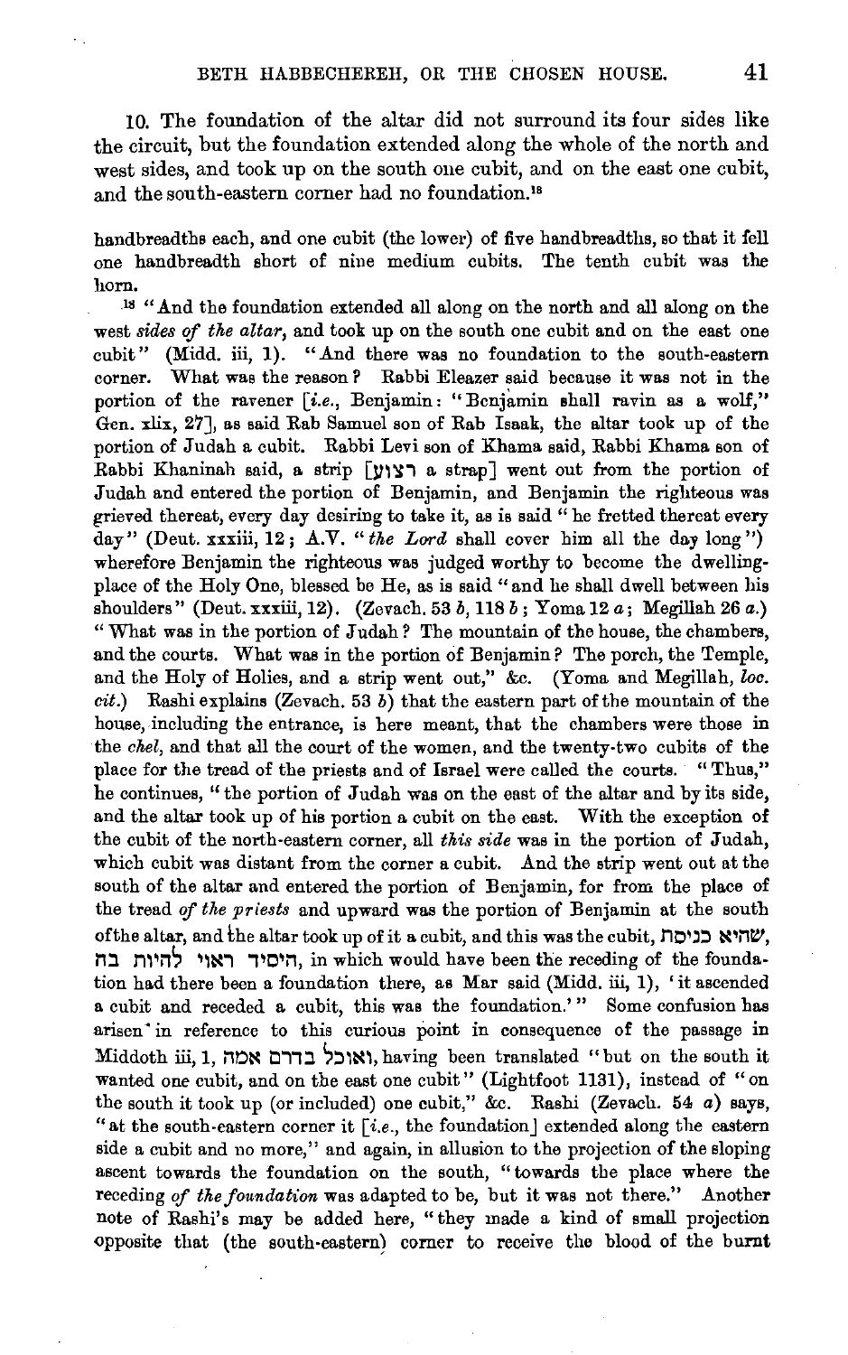10. The foundation of the altar did not surround its four sides like the circuit, but the foundation extended along the whole of the north and west sides, and took up on the south one cubit, and on the east one cubit, and the south-eastern corner had no foundation.[18]

handbreadths each, and one cubit (the lower) of five handbreadths, so that it fell one handbreadth short of nine medium cubits. The tenth cubit was the horn.

[18] "And the foundation extended all along on the north and all along on the west *sides of the altar*, and took up on the south one cubit and on the east one cubit" (Midd. iii, 1). "And there was no foundation to the south-eastern corner. What was the reason? Rabbi Eleazer said because it was not in the portion of the ravener [*i.e.*, Benjamin: "Benjamin shall ravin as a wolf," Gen. xlix, 27], as said Rab Samuel son of Rab Isaak, the altar took up of the portion of Judah a cubit. Rabbi Levi son of Khama said, Rabbi Khama son of Rabbi Khaninah said, a strip [רצוע a strap] went out from the portion of Judah and entered the portion of Benjamin, and Benjamin the righteous was grieved thereat, every day desiring to take it, as is said "he fretted thereat every day" (Deut. xxxiii, 12; A.V. "*the Lord* shall cover him all the day long") wherefore Benjamin the righteous was judged worthy to become the dwelling-place of the Holy One, blessed be He, as is said "and he shall dwell between his shoulders" (Deut. xxxiii, 12). (Zevach. 53 *b*, 118 *b*; Yoma 12 *a*; Megillah 26 *a*.) "What was in the portion of Judah? The mountain of the house, the chambers, and the courts. What was in the portion of Benjamin? The porch, the Temple, and the Holy of Holies, and a strip went out," &c. (Yoma and Megillah, *loc. cit.*) Rashi explains (Zevach. 53 *b*) that the eastern part of the mountain of the house, including the entrance, is here meant, that the chambers were those in the *chel*, and that all the court of the women, and the twenty-two cubits of the place for the tread of the priests and of Israel were called the courts. "Thus," he continues, "the portion of Judah was on the east of the altar and by its side, and the altar took up of his portion a cubit on the east. With the exception of the cubit of the north-eastern corner, all *this side* was in the portion of Judah, which cubit was distant from the corner a cubit. And the strip went out at the south of the altar and entered the portion of Benjamin, for from the place of the tread *of the priests* and upward was the portion of Benjamin at the south of the altar, and the altar took up of it a cubit, and this was the cubit, שהיא כניסת היסיד ראוי להיות בה, in which would have been the receding of the foundation had there been a foundation there, as Mar said (Midd. iii, 1), 'it ascended a cubit and receded a cubit, this was the foundation.'" Some confusion has arisen in reference to this curious point in consequence of the passage in Middoth iii, 1, ואוכל בדרם אמה, having been translated "but on the south it wanted one cubit, and on the east one cubit" (Lightfoot 1131), instead of "on the south it took up (or included) one cubit," &c. Rashi (Zevach. 54 *a*) says, "at the south-eastern corner it [*i.e.*, the foundation] extended along the eastern side a cubit and no more," and again, in allusion to the projection of the sloping ascent towards the foundation on the south, "towards the place where the receding *of the foundation* was adapted to be, but it was not there." Another note of Rashi's may be added here, "they made a kind of small projection opposite that (the south-eastern) corner to receive the blood of the burnt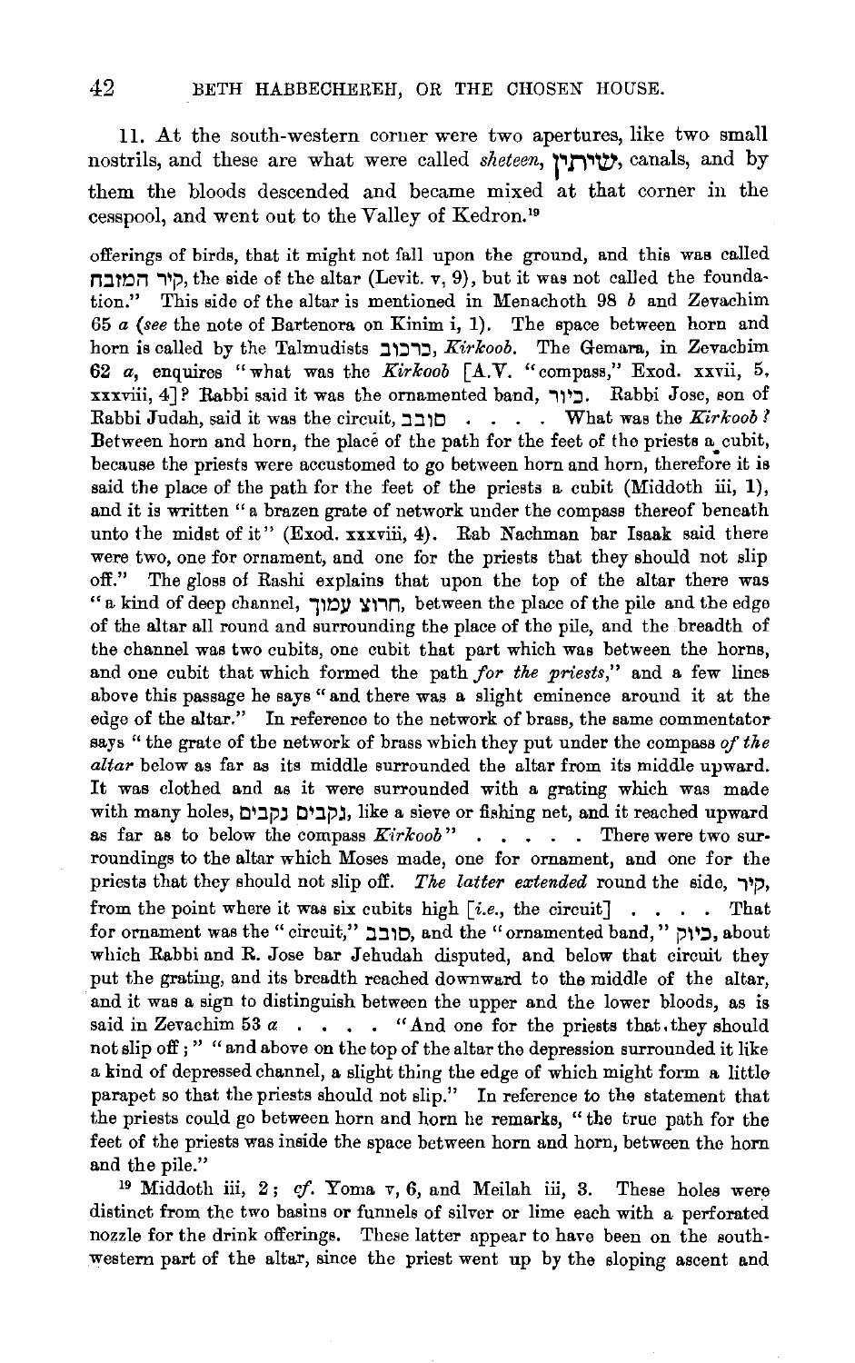11. At the south-western corner were two apertures, like two small nostrils, and these are what were called *sheteen*, שיתין, canals, and by them the bloods descended and became mixed at that corner in the cesspool, and went out to the Valley of Kedron.[19]

offerings of birds, that it might not fall upon the ground, and this was called קיר המזבח, the side of the altar (Levit. v, 9), but it was not called the foundation." This side of the altar is mentioned in Menachoth 98 *b* and Zevachim 65 *a* (*see* the note of Bartenora on Kinim i, 1). The space between horn and horn is called by the Talmudists כרכוב, *Kirkoob*. The Gemara, in Zevachim 62 *a*, enquires "what was the *Kirkoob* [A.V. "compass," Exod. xxvii, 5, xxxviii, 4]? Rabbi said it was the ornamented band, כיור. Rabbi Jose, son of Rabbi Judah, said it was the circuit, סובב . . . . What was the *Kirkoob*? Between horn and horn, the place of the path for the feet of the priests a cubit, because the priests were accustomed to go between horn and horn, therefore it is said the place of the path for the feet of the priests a cubit (Middoth iii, 1), and it is written "a brazen grate of network under the compass thereof beneath unto the midst of it" (Exod. xxxviii, 4). Rab Nachman bar Isaak said there were two, one for ornament, and one for the priests that they should not slip off." The gloss of Rashi explains that upon the top of the altar there was "a kind of deep channel, חריץ עמוק, between the place of the pile and the edge of the altar all round and surrounding the place of the pile, and the breadth of the channel was two cubits, one cubit that part which was between the horns, and one cubit that which formed the path *for the priests*," and a few lines above this passage he says "and there was a slight eminence around it at the edge of the altar." In reference to the network of brass, the same commentator says "the grate of the network of brass which they put under the compass *of the altar* below as far as its middle surrounded the altar from its middle upward. It was clothed and as it were surrounded with a grating which was made with many holes, נקבים נקבים, like a sieve or fishing net, and it reached upward as far as to below the compass *Kirkoob*" . . . . . There were two surroundings to the altar which Moses made, one for ornament, and one for the priests that they should not slip off. *The latter extended* round the side, קיר, from the point where it was six cubits high [*i.e.*, the circuit] . . . . That for ornament was the "circuit," סובב, and the "ornamented band," כיור, about which Rabbi and R. Jose bar Jehudah disputed, and below that circuit they put the grating, and its breadth reached downward to the middle of the altar, and it was a sign to distinguish between the upper and the lower bloods, as is said in Zevachim 53 *a* . . . . "And one for the priests that they should not slip off;" "and above on the top of the altar the depression surrounded it like a kind of depressed channel, a slight thing the edge of which might form a little parapet so that the priests should not slip." In reference to the statement that the priests could go between horn and horn he remarks, "the true path for the feet of the priests was inside the space between horn and horn, between the horn and the pile."

[19] Middoth iii, 2; *cf.* Yoma v, 6, and Meilah iii, 3. These holes were distinct from the two basins or funnels of silver or lime each with a perforated nozzle for the drink offerings. These latter appear to have been on the south-western part of the altar, since the priest went up by the sloping ascent and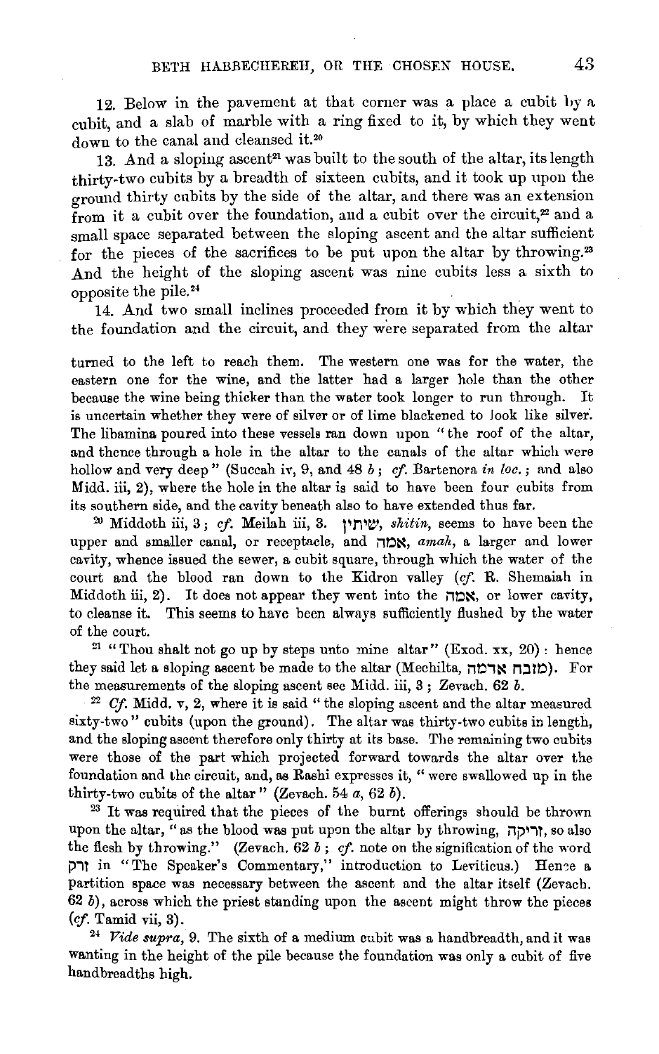12. Below in the pavement at that corner was a place a cubit by a cubit, and a slab of marble with a ring fixed to it, by which they went down to the canal and cleansed it.[20]

13. And a sloping ascent[21] was built to the south of the altar, its length thirty-two cubits by a breadth of sixteen cubits, and it took up upon the ground thirty cubits by the side of the altar, and there was an extension from it a cubit over the foundation, and a cubit over the circuit,[22] and a small space separated between the sloping ascent and the altar sufficient for the pieces of the sacrifices to be put upon the altar by throwing.[23] And the height of the sloping ascent was nine cubits less a sixth to opposite the pile.[24]

14. And two small inclines proceeded from it by which they went to the foundation and the circuit, and they were separated from the altar

---

turned to the left to reach them. The western one was for the water, the eastern one for the wine, and the latter had a larger hole than the other because the wine being thicker than the water took longer to run through. It is uncertain whether they were of silver or of lime blackened to look like silver. The libamina poured into these vessels ran down upon "the roof of the altar, and thence through a hole in the altar to the canals of the altar which were hollow and very deep" (Succah iv, 9, and 48 *b*; *cf.* Bartenora *in loc.*; and also Midd. iii, 2), where the hole in the altar is said to have been four cubits from its southern side, and the cavity beneath also to have extended thus far.

[20] Middoth iii, 3; *cf.* Meilah iii, 3. שיתין, *shitin*, seems to have been the upper and smaller canal, or receptacle, and אמה, *amah*, a larger and lower cavity, whence issued the sewer, a cubit square, through which the water of the court and the blood ran down to the Kidron valley (*cf.* R. Shemaiah in Middoth iii, 2). It does not appear they went into the אמה, or lower cavity, to cleanse it. This seems to have been always sufficiently flushed by the water of the court.

[21] "Thou shalt not go up by steps unto mine altar" (Exod. xx, 20): hence they said let a sloping ascent be made to the altar (Mechilta, מזבח אדמה). For the measurements of the sloping ascent see Midd. iii, 3; Zevach. 62 *b*.

[22] *Cf.* Midd. v, 2, where it is said "the sloping ascent and the altar measured sixty-two" cubits (upon the ground). The altar was thirty-two cubits in length, and the sloping ascent therefore only thirty at its base. The remaining two cubits were those of the part which projected forward towards the altar over the foundation and the circuit, and, as Rashi expresses it, "were swallowed up in the thirty-two cubits of the altar" (Zevach. 54 *a*, 62 *b*).

[23] It was required that the pieces of the burnt offerings should be thrown upon the altar, "as the blood was put upon the altar by throwing, זריקה, so also the flesh by throwing." (Zevach. 62 *b*; *cf.* note on the signification of the word זרק in "The Speaker's Commentary," introduction to Leviticus.) Hence a partition space was necessary between the ascent and the altar itself (Zevach. 62 *b*), across which the priest standing upon the ascent might throw the pieces (*cf.* Tamid vii, 3).

[24] *Vide supra*, 9. The sixth of a medium cubit was a handbreadth, and it was wanting in the height of the pile because the foundation was only a cubit of five handbreadths high.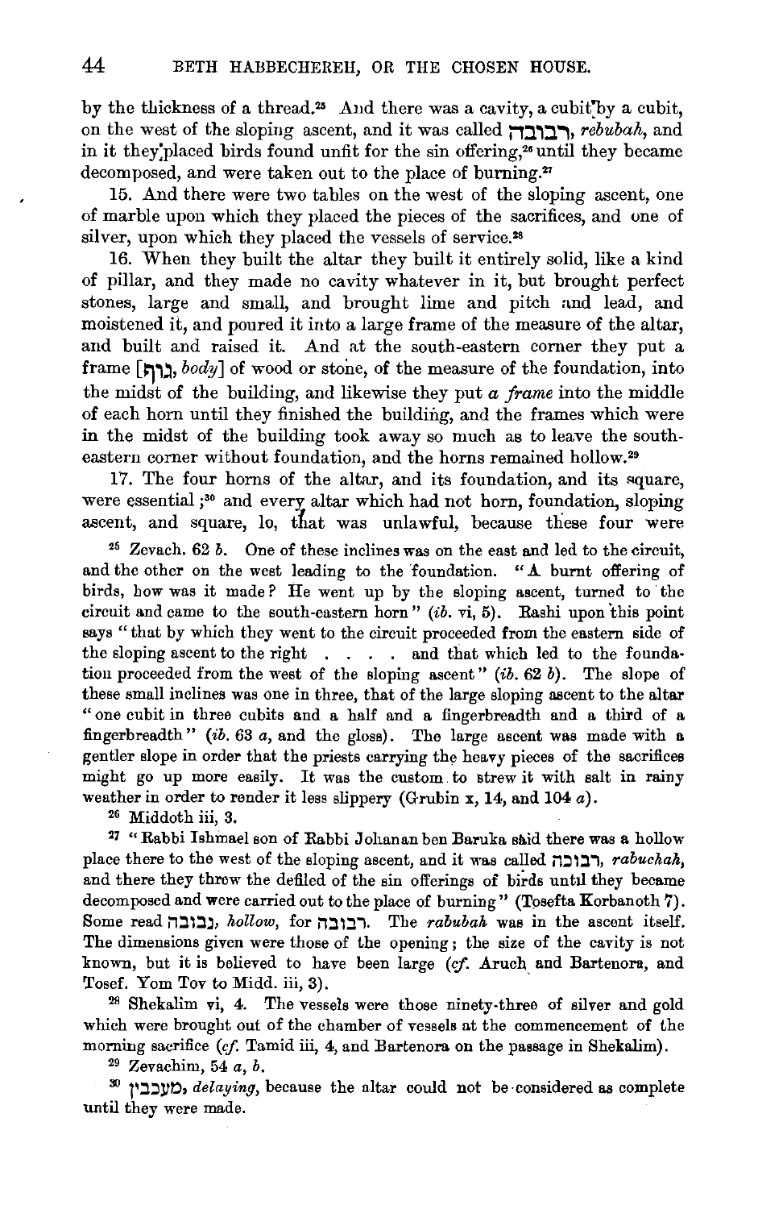by the thickness of a thread.[25] And there was a cavity, a cubit by a cubit, on the west of the sloping ascent, and it was called רבובה, *rebubah*, and in it they placed birds found unfit for the sin offering,[26] until they became decomposed, and were taken out to the place of burning.[27]

15. And there were two tables on the west of the sloping ascent, one of marble upon which they placed the pieces of the sacrifices, and one of silver, upon which they placed the vessels of service.[28]

16. When they built the altar they built it entirely solid, like a kind of pillar, and they made no cavity whatever in it, but brought perfect stones, large and small, and brought lime and pitch and lead, and moistened it, and poured it into a large frame of the measure of the altar, and built and raised it. And at the south-eastern corner they put a frame [גוף, *body*] of wood or stone, of the measure of the foundation, into the midst of the building, and likewise they put *a frame* into the middle of each horn until they finished the building, and the frames which were in the midst of the building took away so much as to leave the south-eastern corner without foundation, and the horns remained hollow.[29]

17. The four horns of the altar, and its foundation, and its square, were essential;[30] and every altar which had not horn, foundation, sloping ascent, and square, lo, that was unlawful, because these four were

---

[25] Zevach. 62 *b*. One of these inclines was on the east and led to the circuit, and the other on the west leading to the foundation. "A burnt offering of birds, how was it made? He went up by the sloping ascent, turned to the circuit and came to the south-eastern horn" (*ib.* vi, 5). Rashi upon this point says "that by which they went to the circuit proceeded from the eastern side of the sloping ascent to the right . . . . and that which led to the foundation proceeded from the west of the sloping ascent" (*ib.* 62 *b*). The slope of these small inclines was one in three, that of the large sloping ascent to the altar "one cubit in three cubits and a half and a fingerbreadth and a third of a fingerbreadth" (*ib.* 63 *a*, and the gloss). The large ascent was made with a gentler slope in order that the priests carrying the heavy pieces of the sacrifices might go up more easily. It was the custom to strew it with salt in rainy weather in order to render it less slippery (Erubin x, 14, and 104 *a*).

[26] Middoth iii, 3.

[27] "Rabbi Ishmael son of Rabbi Johanan ben Baruka said there was a hollow place there to the west of the sloping ascent, and it was called רבובה, *rabuchah*, and there they threw the defiled of the sin offerings of birds until they became decomposed and were carried out to the place of burning" (Tosefta Korbanoth 7). Some read נבובה, *hollow*, for רבובה. The *rabubah* was in the ascent itself. The dimensions given were those of the opening; the size of the cavity is not known, but it is believed to have been large (*cf.* Aruch and Bartenora, and Tosef. Yom Tov to Midd. iii, 3).

[28] Shekalim vi, 4. The vessels were those ninety-three of silver and gold which were brought out of the chamber of vessels at the commencement of the morning sacrifice (*cf.* Tamid iii, 4, and Bartenora on the passage in Shekalim).

[29] Zevachim, 54 *a*, *b*.

[30] מעכבין, *delaying*, because the altar could not be considered as complete until they were made.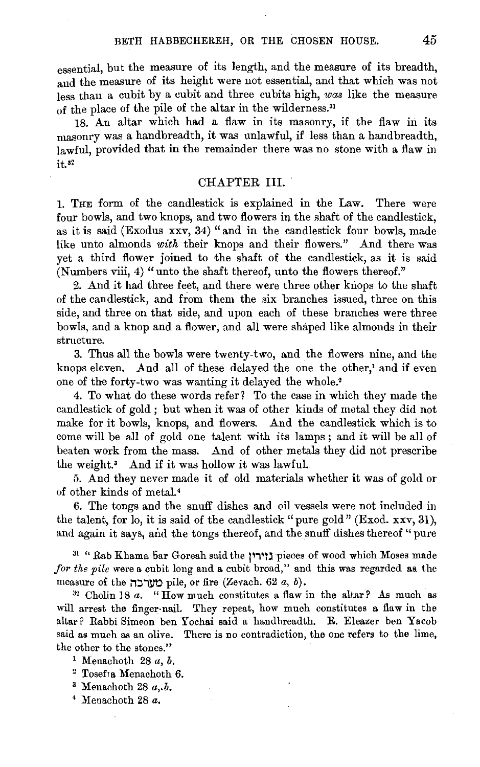essential, but the measure of its length, and the measure of its breadth, and the measure of its height were not essential, and that which was not less than a cubit by a cubit and three cubits high, *was* like the measure of the place of the pile of the altar in the wilderness.[31]

18. An altar which had a flaw in its masonry, if the flaw in its masonry was a handbreadth, it was unlawful, if less than a handbreadth, lawful, provided that in the remainder there was no stone with a flaw in it.[32]

## CHAPTER III.

1. The form of the candlestick is explained in the Law. There were four bowls, and two knops, and two flowers in the shaft of the candlestick, as it is said (Exodus xxv, 34) "and in the candlestick four bowls, made like unto almonds *with* their knops and their flowers." And there was yet a third flower joined to the shaft of the candlestick, as it is said (Numbers viii, 4) "unto the shaft thereof, unto the flowers thereof."

2. And it had three feet, and there were three other knops to the shaft of the candlestick, and from them the six branches issued, three on this side, and three on that side, and upon each of these branches were three bowls, and a knop and a flower, and all were shaped like almonds in their structure.

3. Thus all the bowls were twenty-two, and the flowers nine, and the knops eleven. And all of these delayed the one the other,[1] and if even one of the forty-two was wanting it delayed the whole.[2]

4. To what do these words refer? To the case in which they made the candlestick of gold; but when it was of other kinds of metal they did not make for it bowls, knops, and flowers. And the candlestick which is to come will be all of gold one talent with its lamps; and it will be all of beaten work from the mass. And of other metals they did not prescribe the weight.[3] And if it was hollow it was lawful.

5. And they never made it of old materials whether it was of gold or of other kinds of metal.[4]

6. The tongs and the snuff dishes and oil vessels were not included in the talent, for lo, it is said of the candlestick "pure gold" (Exod. xxv, 31), and again it says, and the tongs thereof, and the snuff dishes thereof "pure

---

[31] "Rab Khama bar Goreah said the גזירין pieces of wood which Moses made *for the pile* were a cubit long and a cubit broad," and this was regarded as the measure of the מערכה pile, or fire (Zevach. 62 *a*, *b*).

[32] Cholin 18 *a*. "How much constitutes a flaw in the altar? As much as will arrest the finger-nail. They repeat, how much constitutes a flaw in the altar? Rabbi Simeon ben Yochai said a handbreadth. R. Eleazer ben Yacob said as much as an olive. There is no contradiction, the one refers to the lime, the other to the stones."

[1] Menachoth 28 *a*, *b*.

[2] Tosefta Menachoth 6.

[3] Menachoth 28 *a*, *b*.

[4] Menachoth 28 *a*.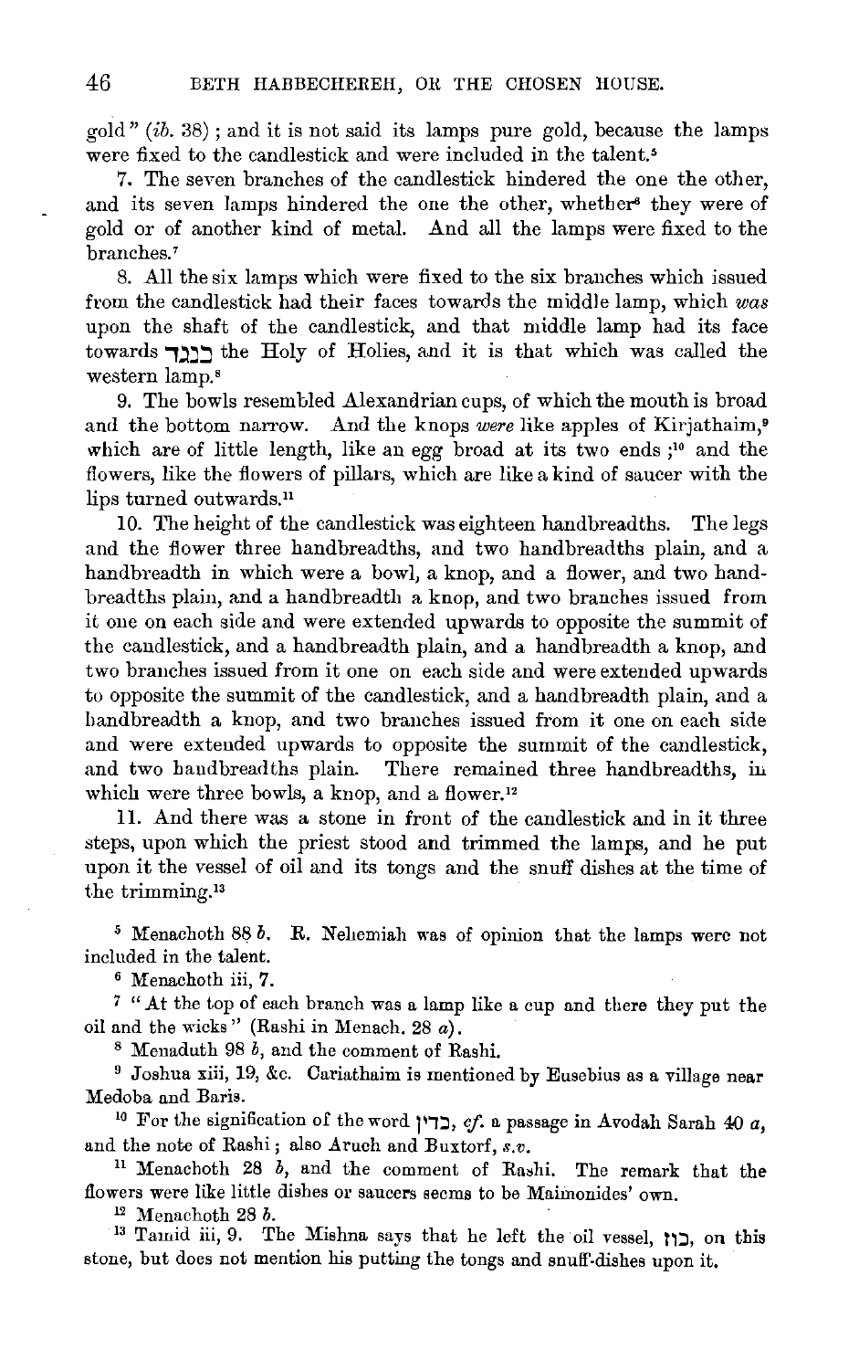gold" (*ib.* 38); and it is not said its lamps pure gold, because the lamps were fixed to the candlestick and were included in the talent.[5]

7. The seven branches of the candlestick hindered the one the other, and its seven lamps hindered the one the other, whether[6] they were of gold or of another kind of metal. And all the lamps were fixed to the branches.[7]

8. All the six lamps which were fixed to the six branches which issued from the candlestick had their faces towards the middle lamp, which *was* upon the shaft of the candlestick, and that middle lamp had its face towards כנגד the Holy of Holies, and it is that which was called the western lamp.[8]

9. The bowls resembled Alexandrian cups, of which the mouth is broad and the bottom narrow. And the knops *were* like apples of Kirjathaim,[9] which are of little length, like an egg broad at its two ends;[10] and the flowers, like the flowers of pillars, which are like a kind of saucer with the lips turned outwards.[11]

10. The height of the candlestick was eighteen handbreadths. The legs and the flower three handbreadths, and two handbreadths plain, and a handbreadth in which were a bowl, a knop, and a flower, and two handbreadths plain, and a handbreadth a knop, and two branches issued from it one on each side and were extended upwards to opposite the summit of the candlestick, and a handbreadth plain, and a handbreadth a knop, and two branches issued from it one on each side and were extended upwards to opposite the summit of the candlestick, and a handbreadth plain, and a handbreadth a knop, and two branches issued from it one on each side and were extended upwards to opposite the summit of the candlestick, and two handbreadths plain. There remained three handbreadths, in which were three bowls, a knop, and a flower.[12]

11. And there was a stone in front of the candlestick and in it three steps, upon which the priest stood and trimmed the lamps, and he put upon it the vessel of oil and its tongs and the snuff dishes at the time of the trimming.[13]

---

[5] Menachoth 88 *b*. R. Nehemiah was of opinion that the lamps were not included in the talent.

[6] Menachoth iii, 7.

[7] "At the top of each branch was a lamp like a cup and there they put the oil and the wicks" (Rashi in Menach. 28 *a*).

[8] Menaduth 98 *b*, and the comment of Rashi.

[9] Joshua xiii, 19, &c. Cariathaim is mentioned by Eusebius as a village near Medoba and Baris.

[10] For the signification of the word כדין, *cf.* a passage in Avodah Sarah 40 *a*, and the note of Rashi; also Aruch and Buxtorf, *s.v.*

[11] Menachoth 28 *b*, and the comment of Rashi. The remark that the flowers were like little dishes or saucers seems to be Maimonides' own.

[12] Menachoth 28 *b*.

[13] Tamid iii, 9. The Mishna says that he left the oil vessel, כוז, on this stone, but does not mention his putting the tongs and snuff-dishes upon it.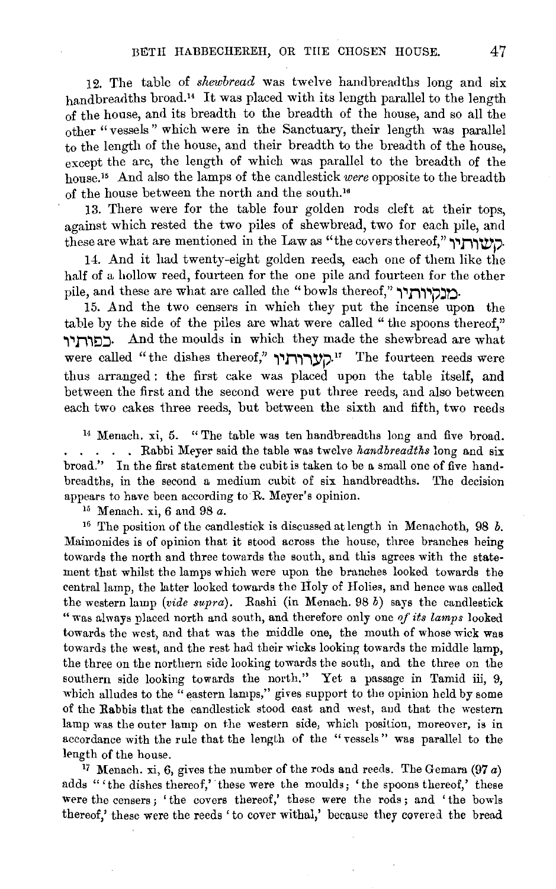12. The table of *shewbread* was twelve handbreadths long and six handbreadths broad.[14] It was placed with its length parallel to the length of the house, and its breadth to the breadth of the house, and so all the other "vessels" which were in the Sanctuary, their length was parallel to the length of the house, and their breadth to the breadth of the house, except the arc, the length of which was parallel to the breadth of the house.[15] And also the lamps of the candlestick *were* opposite to the breadth of the house between the north and the south.[16]

13. There were for the table four golden rods cleft at their tops, against which rested the two piles of shewbread, two for each pile, and these are what are mentioned in the Law as "the covers thereof," קשותיו.

14. And it had twenty-eight golden reeds, each one of them like the half of a hollow reed, fourteen for the one pile and fourteen for the other pile, and these are what are called the "bowls thereof," מנקיותיו.

15. And the two censers in which they put the incense upon the table by the side of the piles are what were called "the spoons thereof," כפותיו. And the moulds in which they made the shewbread are what were called "the dishes thereof," קערותיו.[17] The fourteen reeds were thus arranged: the first cake was placed upon the table itself, and between the first and the second were put three reeds, and also between each two cakes three reeds, but between the sixth and fifth, two reeds

---

[14] Menach. xi, 5. "The table was ten handbreadths long and five broad. . . . . . Rabbi Meyer said the table was twelve *handbreadths* long and six broad." In the first statement the cubit is taken to be a small one of five handbreadths, in the second a medium cubit of six handbreadths. The decision appears to have been according to R. Meyer's opinion.

[15] Menach. xi, 6 and 98 *a*.

[16] The position of the candlestick is discussed at length in Menachoth, 98 *b*. Maimonides is of opinion that it stood across the house, three branches being towards the north and three towards the south, and this agrees with the statement that whilst the lamps which were upon the branches looked towards the central lamp, the latter looked towards the Holy of Holies, and hence was called the western lamp (*vide supra*). Rashi (in Menach. 98 *b*) says the candlestick "was always placed north and south, and therefore only one *of its lamps* looked towards the west, and that was the middle one, the mouth of whose wick was towards the west, and the rest had their wicks looking towards the middle lamp, the three on the northern side looking towards the south, and the three on the southern side looking towards the north." Yet a passage in Tamid iii, 9, which alludes to the "eastern lamps," gives support to the opinion held by some of the Rabbis that the candlestick stood east and west, and that the western lamp was the outer lamp on the western side, which position, moreover, is in accordance with the rule that the length of the "vessels" was parallel to the length of the house.

[17] Menach. xi, 6, gives the number of the rods and reeds. The Gemara (97 *a*) adds "'the dishes thereof,' these were the moulds; 'the spoons thereof,' these were the censers; 'the covers thereof,' these were the rods; and 'the bowls thereof,' these were the reeds 'to cover withal,' because they covered the bread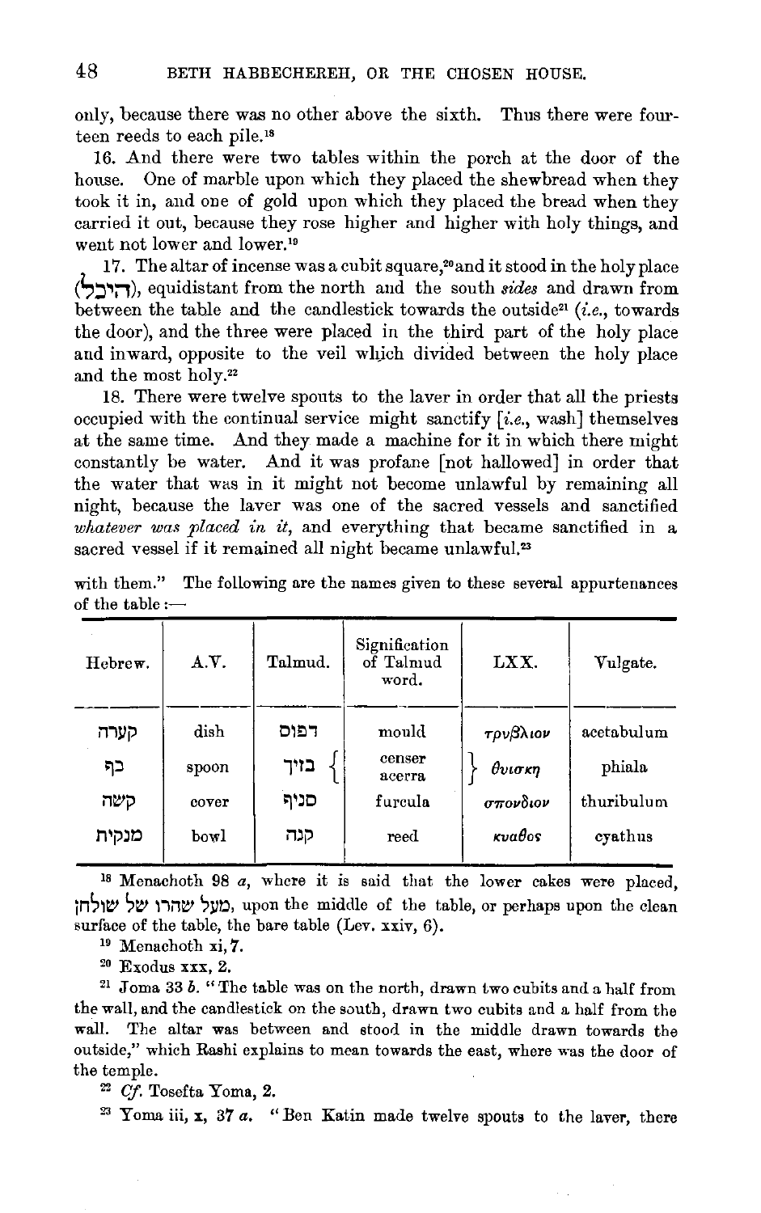only, because there was no other above the sixth. Thus there were fourteen reeds to each pile.[18]

16. And there were two tables within the porch at the door of the house. One of marble upon which they placed the shewbread when they took it in, and one of gold upon which they placed the bread when they carried it out, because they rose higher and higher with holy things, and went not lower and lower.[19]

17. The altar of incense was a cubit square,[20] and it stood in the holy place (היכל), equidistant from the north and the south *sides* and drawn from between the table and the candlestick towards the outside[21] (*i.e.*, towards the door), and the three were placed in the third part of the holy place and inward, opposite to the veil which divided between the holy place and the most holy.[22]

18. There were twelve spouts to the laver in order that all the priests occupied with the continual service might sanctify [*i.e.*, wash] themselves at the same time. And they made a machine for it in which there might constantly be water. And it was profane [not hallowed] in order that the water that was in it might not become unlawful by remaining all night, because the laver was one of the sacred vessels and sanctified *whatever was placed in it*, and everything that became sanctified in a sacred vessel if it remained all night became unlawful.[23]

with them." The following are the names given to these several appurtenances of the table :—

| Hebrew. | A.V. | Talmud. | Signification of Talmud word. | LXX. | Vulgate. |
|---|---|---|---|---|---|
| קערה | dish | דפוס | mould | τρυβλιον | acetabulum |
| כף | spoon | בזיך | censer acerra | θυισκη | phiala |
| קשה | cover | סניף | furcula | σπονδιον | thuribulum |
| מנקית | bowl | קנה | reed | κυαθος | cyathus |

[18] Menachoth 98 *a*, where it is said that the lower cakes were placed, מעל שהרו של שולחן, upon the middle of the table, or perhaps upon the clean surface of the table, the bare table (Lev. xxiv, 6).

[19] Menachoth xi, 7.

[20] Exodus xxx, 2.

[21] Joma 33 *b*. "The table was on the north, drawn two cubits and a half from the wall, and the candlestick on the south, drawn two cubits and a half from the wall. The altar was between and stood in the middle drawn towards the outside," which Rashi explains to mean towards the east, where was the door of the temple.

[22] *Cf.* Tosefta Yoma, 2.

[23] Yoma iii, x, 37 *a*. "Ben Katin made twelve spouts to the laver, there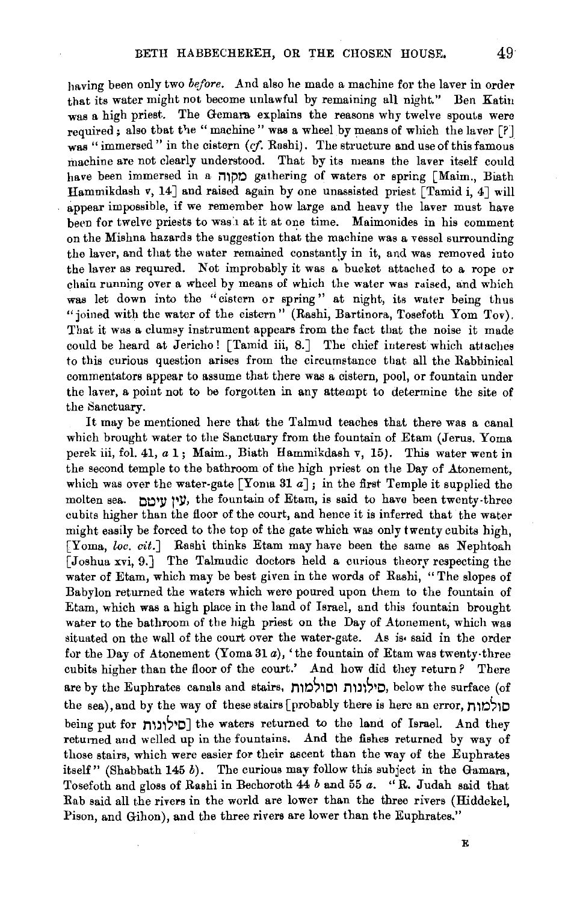having been only two *before*. And also he made a machine for the laver in order that its water might not become unlawful by remaining all night." Ben Katin was a high priest. The Gemara explains the reasons why twelve spouts were required; also that the "machine" was a wheel by means of which the laver [?] was "immersed" in the cistern (*cf.* Rashi). The structure and use of this famous machine are not clearly understood. That by its means the laver itself could have been immersed in a מקוה gathering of waters or spring [Maim., Biath Hammikdash v, 14] and raised again by one unassisted priest [Tamid i, 4] will appear impossible, if we remember how large and heavy the laver must have been for twelve priests to wash at it at one time. Maimonides in his comment on the Mishna hazards the suggestion that the machine was a vessel surrounding the laver, and that the water remained constantly in it, and was removed into the laver as requred. Not improbably it was a bucket attached to a rope or chain running over a wheel by means of which the water was raised, and which was let down into the "cistern or spring" at night, its water being thus "joined with the water of the cistern" (Rashi, Bartinora, Tosefoth Yom Tov). That it was a clumsy instrument appears from the fact that the noise it made could be heard at Jericho! [Tamid iii, 8.] The chief interest which attaches to this curious question arises from the circumstance that all the Rabbinical commentators appear to assume that there was a cistern, pool, or fountain under the laver, a point not to be forgotten in any attempt to determine the site of the Sanctuary.

It may be mentioned here that the Talmud teaches that there was a canal which brought water to the Sanctuary from the fountain of Etam (Jerus. Yoma perek iii, fol. 41, *a* 1; Maim., Biath Hammikdash v, 15). This water went in the second temple to the bathroom of the high priest on the Day of Atonement, which was over the water-gate [Yoma 31 *a*]; in the first Temple it supplied the molten sea. עין עיטם, the fountain of Etam, is said to have been twenty-three cubits higher than the floor of the court, and hence it is inferred that the water might easily be forced to the top of the gate which was only twenty cubits high, [Yoma, *loc. cit.*] Rashi thinks Etam may have been the same as Nephtoah [Joshua xvi, 9.] The Talmudic doctors held a curious theory respecting the water of Etam, which may be best given in the words of Rashi, "The slopes of Babylon returned the waters which were poured upon them to the fountain of Etam, which was a high place in the land of Israel, and this fountain brought water to the bathroom of the high priest on the Day of Atonement, which was situated on the wall of the court over the water-gate. As is said in the order for the Day of Atonement (Yoma 31 *a*), 'the fountain of Etam was twenty-three cubits higher than the floor of the court.' And how did they return? There are by the Euphrates canals and stairs, סילונות וסולמות, below the surface (of the sea), and by the way of these stairs [probably there is here an error, סולמות being put for סילונות] the waters returned to the land of Israel. And they returned and welled up in the fountains. And the fishes returned by way of those stairs, which were easier for their ascent than the way of the Euphrates itself" (Shabbath 145 *b*). The curious may follow this subject in the Gamara, Tosefoth and gloss of Rashi in Bechoroth 44 *b* and 55 *a*. "R. Judah said that Rab said all the rivers in the world are lower than the three rivers (Hiddekel, Pison, and Gihon), and the three rivers are lower than the Euphrates."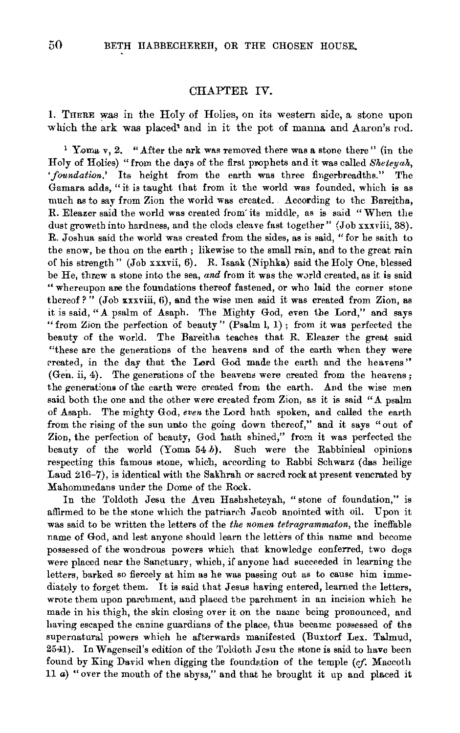## CHAPTER IV.

1. THERE was in the Holy of Holies, on its western side, a stone upon which the ark was placed[1] and in it the pot of manna and Aaron's rod.

[1] Yoma v, 2. "After the ark was removed there was a stone there" (in the Holy of Holies) "from the days of the first prophets and it was called *Sheteyah*, '*foundation*.' Its height from the earth was three fingerbreadths." The Gamara adds, "it is taught that from it the world was founded, which is as much as to say from Zion the world was created. According to the Bareitha, R. Eleazer said the world was created from its middle, as is said "When the dust groweth into hardness, and the clods cleave fast together" (Job xxxviii, 38). R. Joshua said the world was created from the sides, as is said, "for he saith to the snow, be thou on the earth; likewise to the small rain, and to the great rain of his strength" (Job xxxvii, 6). R. Isaak (Niphka) said the Holy One, blessed be He, threw a stone into the sea, *and* from it was the world created, as it is said "whereupon are the foundations thereof fastened, or who laid the corner stone thereof?" (Job xxxviii, 6), and the wise men said it was created from Zion, as it is said, "A psalm of Asaph. The Mighty God, even the Lord," and says "from Zion the perfection of beauty" (Psalm l, 1); from it was perfected the beauty of the world. The Bareitha teaches that R. Eleazer the great said "these are the generations of the heavens and of the earth when they were created, in the day that the Lord God made the earth and the heavens" (Gen. ii, 4). The generations of the heavens were created from the heavens; the generations of the earth were created from the earth. And the wise men said both the one and the other were created from Zion, as it is said "A psalm of Asaph. The mighty God, *even* the Lord hath spoken, and called the earth from the rising of the sun unto the going down thereof," and it says "out of Zion, the perfection of beauty, God hath shined," from it was perfected the beauty of the world (Yoma 54 *b*). Such were the Rabbinical opinions respecting this famous stone, which, according to Rabbi Schwarz (das heilige Laud 216–7), is identical with the Sakhrah or sacred rock at present venerated by Mahommedans under the Dome of the Rock.

In the Toldoth Jesu the Aven Hashsheteyah, "stone of foundation," is affirmed to be the stone which the patriarch Jacob anointed with oil. Upon it was said to be written the letters of the *the nomen tetragrammaton*, the ineffable name of God, and lest anyone should learn the letters of this name and become possessed of the wondrous powers which that knowledge conferred, two dogs were placed near the Sanctuary, which, if anyone had succeeded in learning the letters, barked so fiercely at him as he was passing out as to cause him immediately to forget them. It is said that Jesus having entered, learned the letters, wrote them upon parchment, and placed the parchment in an incision which he made in his thigh, the skin closing over it on the name being pronounced, and having escaped the canine guardians of the place, thus became possessed of the supernatural powers which he afterwards manifested (Buxtorf Lex. Talmud, 2541). In Wagenseil's edition of the Toldoth Jesu the stone is said to have been found by King David when digging the foundation of the temple (*cf.* Maccoth 11 *a*) "over the mouth of the abyss," and that he brought it up and placed it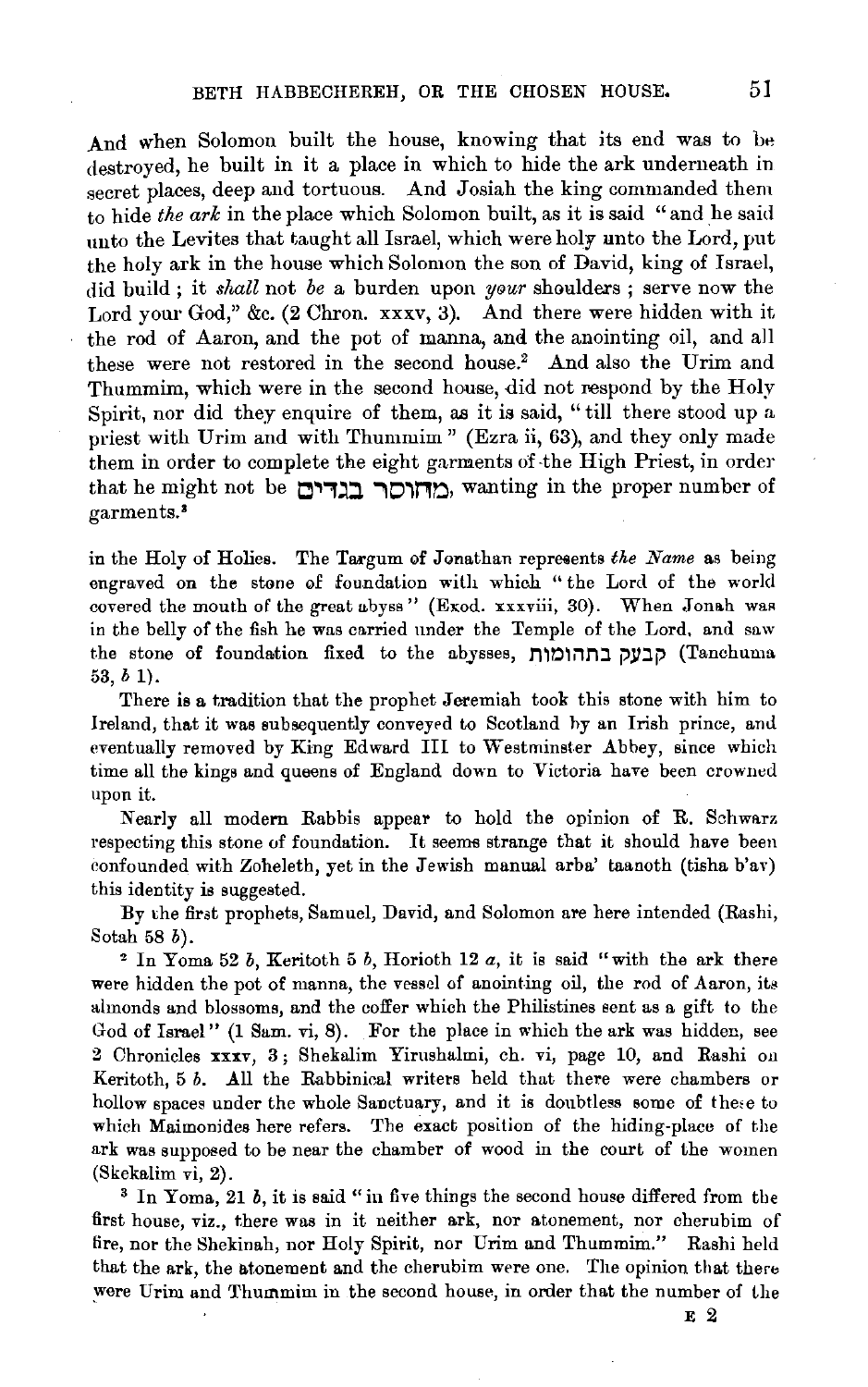And when Solomon built the house, knowing that its end was to be destroyed, he built in it a place in which to hide the ark underneath in secret places, deep and tortuous. And Josiah the king commanded them to hide *the ark* in the place which Solomon built, as it is said "and he said unto the Levites that taught all Israel, which were holy unto the Lord, put the holy ark in the house which Solomon the son of David, king of Israel, did build; it *shall* not *be* a burden upon *your* shoulders; serve now the Lord your God," &c. (2 Chron. xxxv, 3). And there were hidden with it the rod of Aaron, and the pot of manna, and the anointing oil, and all these were not restored in the second house.[2] And also the Urim and Thummim, which were in the second house, did not respond by the Holy Spirit, nor did they enquire of them, as it is said, "till there stood up a priest with Urim and with Thummim" (Ezra ii, 63), and they only made them in order to complete the eight garments of the High Priest, in order that he might not be מחוסר בגדים, wanting in the proper number of garments.[3]

---

in the Holy of Holies. The Targum of Jonathan represents *the Name* as being engraved on the stone of foundation with which "the Lord of the world covered the mouth of the great abyss" (Exod. xxviii, 30). When Jonah was in the belly of the fish he was carried under the Temple of the Lord, and saw the stone of foundation fixed to the abysses, קבעץ בתהומות (Tanchuma 53, *b* 1).

There is a tradition that the prophet Jeremiah took this stone with him to Ireland, that it was subsequently conveyed to Scotland by an Irish prince, and eventually removed by King Edward III to Westminster Abbey, since which time all the kings and queens of England down to Victoria have been crowned upon it.

Nearly all modern Rabbis appear to hold the opinion of R. Schwarz respecting this stone of foundation. It seems strange that it should have been confounded with Zoheleth, yet in the Jewish manual arba' taanoth (tisha b'av) this identity is suggested.

By the first prophets, Samuel, David, and Solomon are here intended (Rashi, Sotah 58 *b*).

[2] In Yoma 52 *b*, Keritoth 5 *b*, Horioth 12 *a*, it is said "with the ark there were hidden the pot of manna, the vessel of anointing oil, the rod of Aaron, its almonds and blossoms, and the coffer which the Philistines sent as a gift to the God of Israel" (1 Sam. vi, 8). For the place in which the ark was hidden, see 2 Chronicles xxxv, 3; Shekalim Yirushalmi, ch. vi, page 10, and Rashi on Keritoth, 5 *b*. All the Rabbinical writers held that there were chambers or hollow spaces under the whole Sanctuary, and it is doubtless some of these to which Maimonides here refers. The exact position of the hiding-place of the ark was supposed to be near the chamber of wood in the court of the women (Skekalim vi, 2).

[3] In Yoma, 21 *b*, it is said "in five things the second house differed from the first house, viz., there was in it neither ark, nor atonement, nor cherubim of fire, nor the Shekinah, nor Holy Spirit, nor Urim and Thummim." Rashi held that the ark, the atonement and the cherubim were one. The opinion that there were Urim and Thummim in the second house, in order that the number of the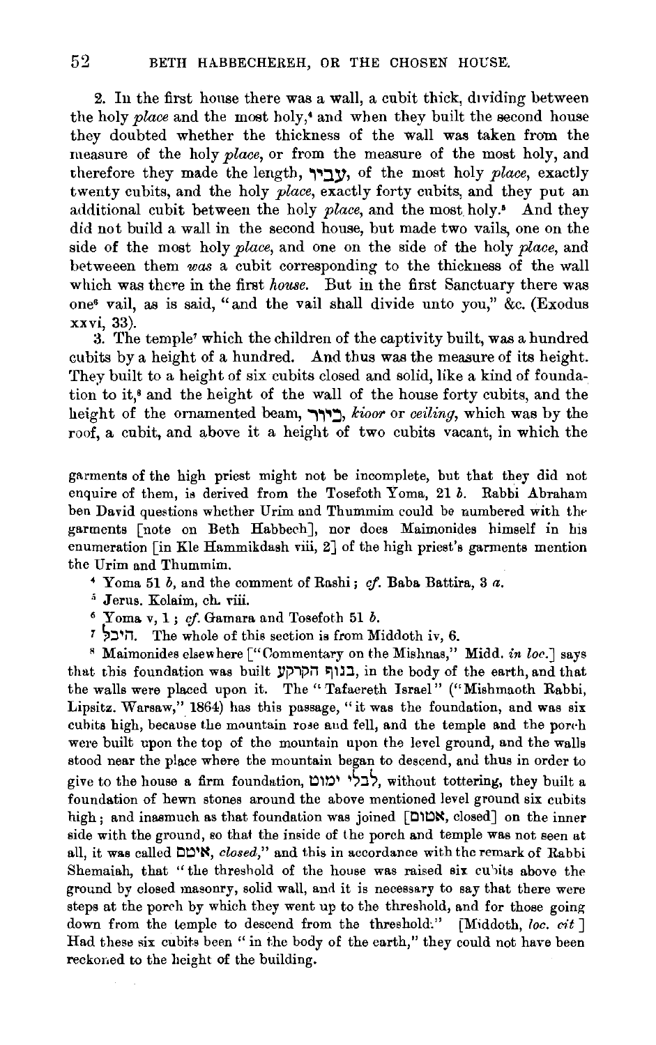2. In the first house there was a wall, a cubit thick, dividing between the holy *place* and the most holy,[4] and when they built the second house they doubted whether the thickness of the wall was taken from the measure of the holy *place*, or from the measure of the most holy, and therefore they made the length, עָבִיר, of the most holy *place*, exactly twenty cubits, and the holy *place*, exactly forty cubits, and they put an additional cubit between the holy *place*, and the most holy.[5] And they did not build a wall in the second house, but made two vails, one on the side of the most holy *place*, and one on the side of the holy *place*, and betweeen them *was* a cubit corresponding to the thickness of the wall which was there in the first *house*. But in the first Sanctuary there was one[6] vail, as is said, "and the vail shall divide unto you," &c. (Exodus xxvi, 33).

3. The temple[7] which the children of the captivity built, was a hundred cubits by a height of a hundred. And thus was the measure of its height. They built to a height of six cubits closed and solid, like a kind of foundation to it,[8] and the height of the wall of the house forty cubits, and the height of the ornamented beam, כִּיּוּר, *kioor* or *ceiling*, which was by the roof, a cubit, and above it a height of two cubits vacant, in which the

garments of the high priest might not be incomplete, but that they did not enquire of them, is derived from the Tosefoth Yoma, 21 *b*. Rabbi Abraham ben David questions whether Urim and Thummim could be numbered with the garments [note on Beth Habbech], nor does Maimonides himself in his enumeration [in Kle Hammikdash viii, 2] of the high priest's garments mention the Urim and Thummim.

[4] Yoma 51 *b*, and the comment of Rashi; *cf.* Baba Battira, 3 *a*.

[5] Jerus. Kelaim, ch. viii.

[6] Yoma v, 1; *cf.* Gamara and Tosefoth 51 *b*.

[7] היכל. The whole of this section is from Middoth iv, 6.

[8] Maimonides elsewhere ["Commentary on the Mishnas," Midd. *in loc.*] says that this foundation was built בגוף הקרקע, in the body of the earth, and that the walls were placed upon it. The "Tafaereth Israel" ("Mishmaoth Rabbi, Lipsitz. Warsaw," 1864) has this passage, "it was the foundation, and was six cubits high, because the mountain rose and fell, and the temple and the porch were built upon the top of the mountain upon the level ground, and the walls stood near the place where the mountain began to descend, and thus in order to give to the house a firm foundation, לבלי ימוט, without tottering, they built a foundation of hewn stones around the above mentioned level ground six cubits high; and inasmuch as that foundation was joined [אטום, closed] on the inner side with the ground, so that the inside of the porch and temple was not seen at all, it was called אִיטָם, *closed*," and this in accordance with the remark of Rabbi Shemaiah, that "the threshold of the house was raised six cubits above the ground by closed masonry, solid wall, and it is necessary to say that there were steps at the porch by which they went up to the threshold, and for those going down from the temple to descend from the threshold." [Middoth, *loc. cit.*] Had these six cubits been "in the body of the earth," they could not have been reckoned to the height of the building.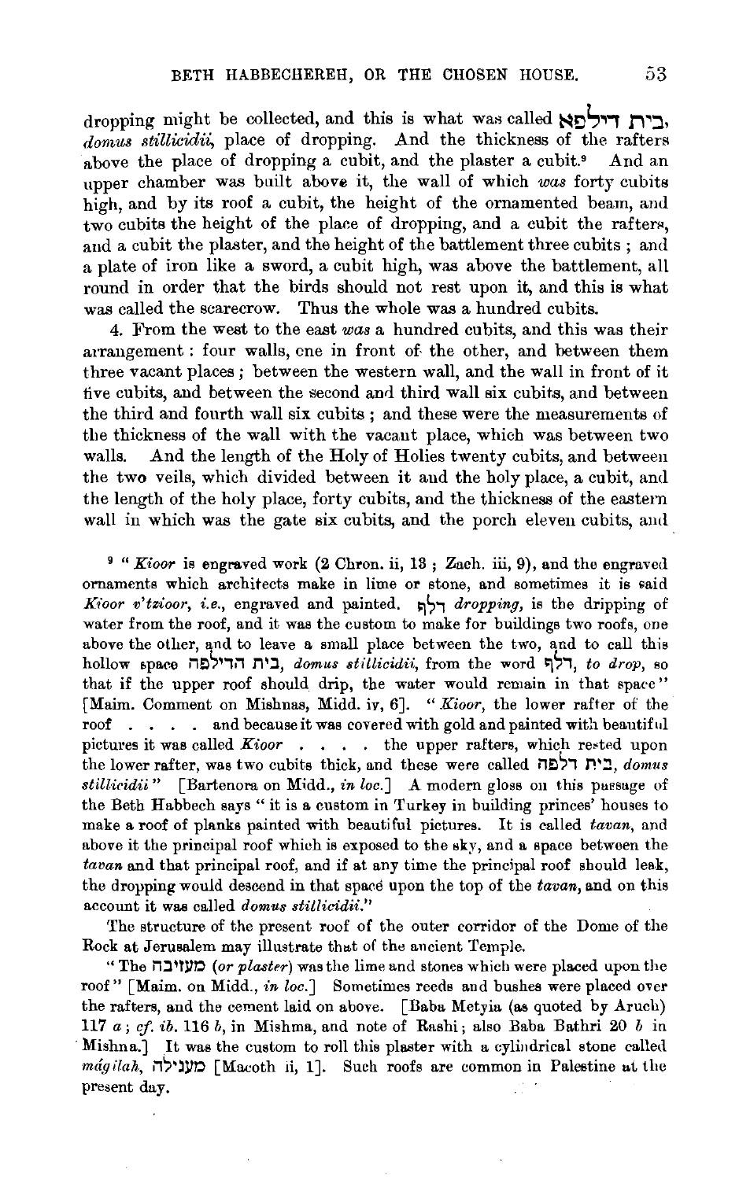dropping might be collected, and this is what was called בית דילפא, *domus stillicidii*, place of dropping. And the thickness of the rafters above the place of dropping a cubit, and the plaster a cubit.[9] And an upper chamber was built above it, the wall of which *was* forty cubits high, and by its roof a cubit, the height of the ornamented beam, and two cubits the height of the place of dropping, and a cubit the rafters, and a cubit the plaster, and the height of the battlement three cubits; and a plate of iron like a sword, a cubit high, was above the battlement, all round in order that the birds should not rest upon it, and this is what was called the scarecrow. Thus the whole was a hundred cubits.

4. From the west to the east *was* a hundred cubits, and this was their arrangement: four walls, one in front of the other, and between them three vacant places; between the western wall, and the wall in front of it five cubits, and between the second and third wall six cubits, and between the third and fourth wall six cubits; and these were the measurements of the thickness of the wall with the vacant place, which was between two walls. And the length of the Holy of Holies twenty cubits, and between the two veils, which divided between it and the holy place, a cubit, and the length of the holy place, forty cubits, and the thickness of the eastern wall in which was the gate six cubits, and the porch eleven cubits, and

[9] "*Kioor* is engraved work (2 Chron. ii, 13; Zach. iii, 9), and the engraved ornaments which architects make in lime or stone, and sometimes it is said *Kioor v'tzioor*, *i.e.*, engraved and painted. דלף *dropping*, is the dripping of water from the roof, and it was the custom to make for buildings two roofs, one above the other, and to leave a small place between the two, and to call this hollow space בית הדילפה, *domus stillicidii*, from the word דלף, *to drop*, so that if the upper roof should drip, the water would remain in that space" [Maim. Comment on Mishnas, Midd. iv, 6]. "*Kioor*, the lower rafter of the roof . . . . and because it was covered with gold and painted with beautiful pictures it was called *Kioor* . . . . the upper rafters, which rested upon the lower rafter, was two cubits thick, and these were called בית דלפה, *domus stillicidii*" [Bartenora on Midd., *in loc.*] A modern gloss on this passage of the Beth Habbech says "it is a custom in Turkey in building princes' houses to make a roof of planks painted with beautiful pictures. It is called *tavan*, and above it the principal roof which is exposed to the sky, and a space between the *tavan* and that principal roof, and if at any time the principal roof should leak, the dropping would descend in that space upon the top of the *tavan*, and on this account it was called *domus stillicidii*."

The structure of the present roof of the outer corridor of the Dome of the Rock at Jerusalem may illustrate that of the ancient Temple.

"The מעזיבה (*or plaster*) was the lime and stones which were placed upon the roof" [Maim. on Midd., *in loc.*] Sometimes reeds and bushes were placed over the rafters, and the cement laid on above. [Baba Metyia (as quoted by Aruch) 117 *a*; *cf. ib.* 116 *b*, in Mishma, and note of Rashi; also Baba Bathri 20 *b* in Mishna.] It was the custom to roll this plaster with a cylindrical stone called *mágilah*, מענילה [Macoth ii, 1]. Such roofs are common in Palestine at the present day.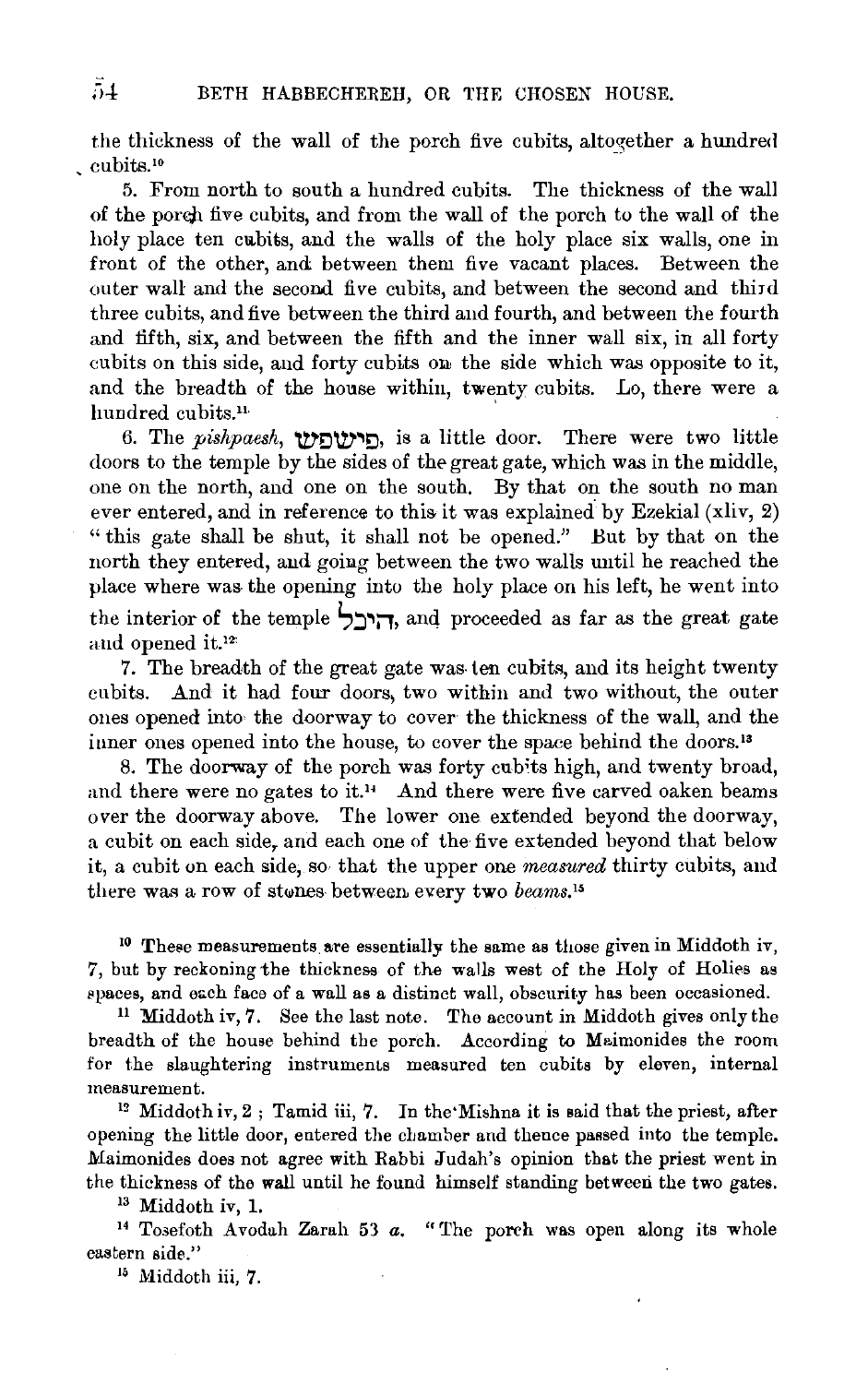the thickness of the wall of the porch five cubits, altogether a hundred cubits.[10]

5. From north to south a hundred cubits. The thickness of the wall of the porch five cubits, and from the wall of the porch to the wall of the holy place ten cubits, and the walls of the holy place six walls, one in front of the other, and between them five vacant places. Between the outer wall and the second five cubits, and between the second and third three cubits, and five between the third and fourth, and between the fourth and fifth, six, and between the fifth and the inner wall six, in all forty cubits on this side, and forty cubits on the side which was opposite to it, and the breadth of the house within, twenty cubits. Lo, there were a hundred cubits.[11]

6. The *pishpaesh*, פישפש, is a little door. There were two little doors to the temple by the sides of the great gate, which was in the middle, one on the north, and one on the south. By that on the south no man ever entered, and in reference to this it was explained by Ezekial (xliv, 2) "this gate shall be shut, it shall not be opened." But by that on the north they entered, and going between the two walls until he reached the place where was the opening into the holy place on his left, he went into the interior of the temple היכל, and proceeded as far as the great gate and opened it.[12]

7. The breadth of the great gate was ten cubits, and its height twenty cubits. And it had four doors, two within and two without, the outer ones opened into the doorway to cover the thickness of the wall, and the inner ones opened into the house, to cover the space behind the doors.[13]

8. The doorway of the porch was forty cubits high, and twenty broad, and there were no gates to it.[14] And there were five carved oaken beams over the doorway above. The lower one extended beyond the doorway, a cubit on each side, and each one of the five extended beyond that below it, a cubit on each side, so that the upper one *measured* thirty cubits, and there was a row of stones between every two *beams*.[15]

---

[10] These measurements are essentially the same as those given in Middoth iv, 7, but by reckoning the thickness of the walls west of the Holy of Holies as spaces, and each face of a wall as a distinct wall, obscurity has been occasioned.

[11] Middoth iv, 7. See the last note. The account in Middoth gives only the breadth of the house behind the porch. According to Maimonides the room for the slaughtering instruments measured ten cubits by eleven, internal measurement.

[12] Middoth iv, 2 ; Tamid iii, 7. In the Mishna it is said that the priest, after opening the little door, entered the chamber and thence passed into the temple. Maimonides does not agree with Rabbi Judah's opinion that the priest went in the thickness of the wall until he found himself standing between the two gates.

[13] Middoth iv, 1.

[14] Tosefoth Avodah Zarah 53 *a*. "The porch was open along its whole eastern side."

[15] Middoth iii, 7.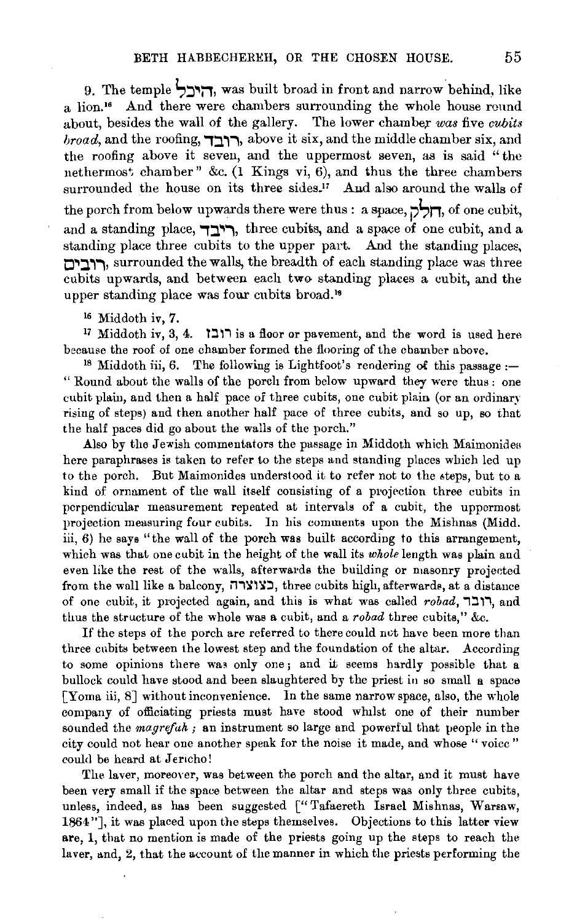9. The temple היכל, was built broad in front and narrow behind, like a lion.[16] And there were chambers surrounding the whole house round about, besides the wall of the gallery. The lower chamber *was* five *cubits broad*, and the roofing, רובד, above it six, and the middle chamber six, and the roofing above it seven, and the uppermost seven, as is said "the nethermost chamber" &c. (1 Kings vi, 6), and thus the three chambers surrounded the house on its three sides.[17] And also around the walls of the porch from below upwards there were thus: a space, חלק, of one cubit, and a standing place, רובד, three cubits, and a space of one cubit, and a standing place three cubits to the upper part. And the standing places, רובים, surrounded the walls, the breadth of each standing place was three cubits upwards, and between each two standing places a cubit, and the upper standing place was four cubits broad.[18]

[16] Middoth iv, 7.

[17] Middoth iv, 3, 4. רובד is a floor or pavement, and the word is used here because the roof of one chamber formed the flooring of the chamber above.

[18] Middoth iii, 6. The following is Lightfoot's rendering of this passage:— "Round about the walls of the porch from below upward they were thus: one cubit plain, and then a half pace of three cubits, one cubit plain (or an ordinary rising of steps) and then another half pace of three cubits, and so up, so that the half paces did go about the walls of the porch."

Also by the Jewish commentators the passage in Middoth which Maimonides here paraphrases is taken to refer to the steps and standing places which led up to the porch. But Maimonides understood it to refer not to the steps, but to a kind of ornament of the wall itself consisting of a projection three cubits in perpendicular measurement repeated at intervals of a cubit, the uppermost projection measuring four cubits. In his comments upon the Mishnas (Midd. iii, 6) he says "the wall of the porch was built according to this arrangement, which was that one cubit in the height of the wall its *whole* length was plain and even like the rest of the walls, afterwards the building or masonry projected from the wall like a balcony, כצוצרה, three cubits high, afterwards, at a distance of one cubit, it projected again, and this is what was called *robad*, רובד, and thus the structure of the whole was a cubit, and a *robad* three cubits," &c.

If the steps of the porch are referred to there could not have been more than three cubits between the lowest step and the foundation of the altar. According to some opinions there was only one; and it seems hardly possible that a bullock could have stood and been slaughtered by the priest in so small a space [Yoma iii, 8] without inconvenience. In the same narrow space, also, the whole company of officiating priests must have stood whilst one of their number sounded the *magrefah*; an instrument so large and powerful that people in the city could not hear one another speak for the noise it made, and whose "voice" could be heard at Jericho!

The laver, moreover, was between the porch and the altar, and it must have been very small if the space between the altar and steps was only three cubits, unless, indeed, as has been suggested ["Tafaereth Israel Mishnas, Warsaw, 1864"], it was placed upon the steps themselves. Objections to this latter view are, 1, that no mention is made of the priests going up the steps to reach the laver, and, 2, that the account of the manner in which the priests performing the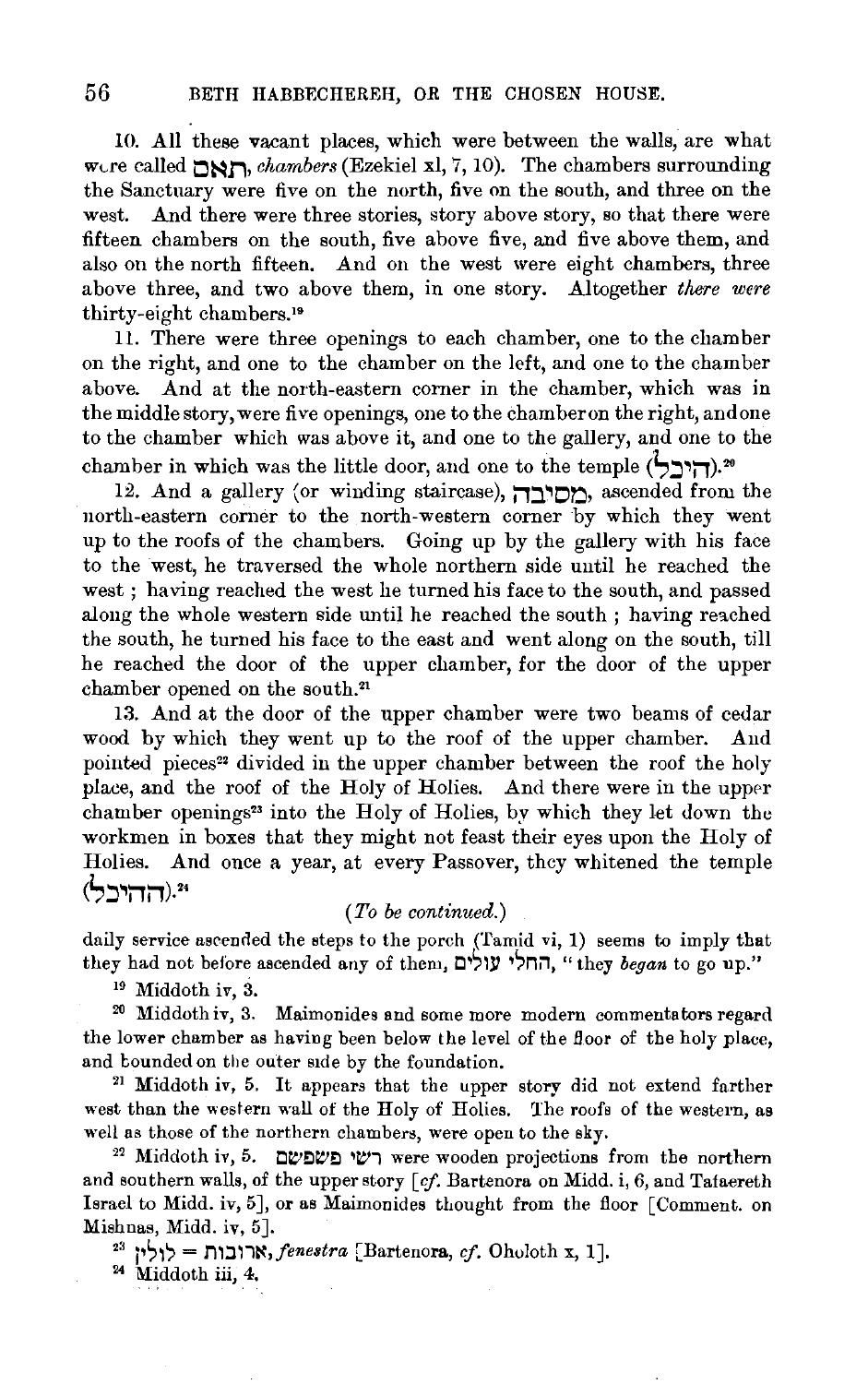10. All these vacant places, which were between the walls, are what were called תאים, *chambers* (Ezekiel xl, 7, 10). The chambers surrounding the Sanctuary were five on the north, five on the south, and three on the west. And there were three stories, story above story, so that there were fifteen chambers on the south, five above five, and five above them, and also on the north fifteen. And on the west were eight chambers, three above three, and two above them, in one story. Altogether *there were* thirty-eight chambers.[19]

11. There were three openings to each chamber, one to the chamber on the right, and one to the chamber on the left, and one to the chamber above. And at the north-eastern corner in the chamber, which was in the middle story, were five openings, one to the chamber on the right, and one to the chamber which was above it, and one to the gallery, and one to the chamber in which was the little door, and one to the temple (היכל).[20]

12. And a gallery (or winding staircase), מסיבה, ascended from the north-eastern corner to the north-western corner by which they went up to the roofs of the chambers. Going up by the gallery with his face to the west, he traversed the whole northern side until he reached the west; having reached the west he turned his face to the south, and passed along the whole western side until he reached the south; having reached the south, he turned his face to the east and went along on the south, till he reached the door of the upper chamber, for the door of the upper chamber opened on the south.[21]

13. And at the door of the upper chamber were two beams of cedar wood by which they went up to the roof of the upper chamber. And pointed pieces[22] divided in the upper chamber between the roof the holy place, and the roof of the Holy of Holies. And there were in the upper chamber openings[23] into the Holy of Holies, by which they let down the workmen in boxes that they might not feast their eyes upon the Holy of Holies. And once a year, at every Passover, they whitened the temple (ההיכל).[24]

*(To be continued.)*

daily service ascended the steps to the porch (Tamid vi, 1) seems to imply that they had not before ascended any of them, החלו עולים, "they *began* to go up."

[19] Middoth iv, 3.

[20] Middoth iv, 3. Maimonides and some more modern commentators regard the lower chamber as having been below the level of the floor of the holy place, and bounded on the outer side by the foundation.

[21] Middoth iv, 5. It appears that the upper story did not extend farther west than the western wall of the Holy of Holies. The roofs of the western, as well as those of the northern chambers, were open to the sky.

[22] Middoth iv, 5. ראשי פספסים were wooden projections from the northern and southern walls, of the upper story [*cf.* Bartenora on Midd. i, 6, and Tafaereth Israel to Midd. iv, 5], or as Maimonides thought from the floor [Comment. on Mishnas, Midd. iv, 5].

[23] לולין = ארובות, *fenestra* [Bartenora, *cf.* Oholoth x, 1].

[24] Middoth iii, 4.